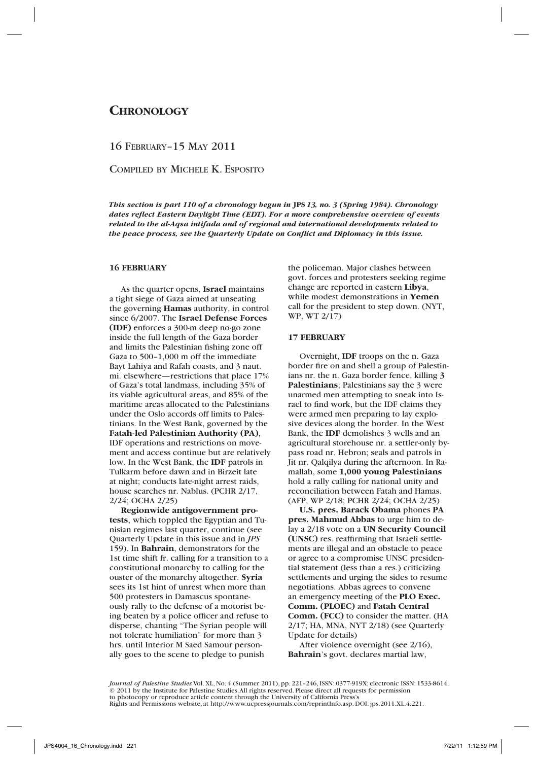# Chronology

## 16 February–15 May 2011

Compiled by Michele K. Esposito

***This section is part 110 of a chronology begun in JPS 13, no. 3 (Spring 1984). Chronology dates reflect Eastern Daylight Time (EDT). For a more comprehensive overview of events related to the al-Aqsa intifada and of regional and international developments related to the peace process, see the Quarterly Update on Conflict and Diplomacy in this issue.***

### 16 FEBRUARY

As the quarter opens, **Israel** maintains a tight siege of Gaza aimed at unseating the governing **Hamas** authority, in control since 6/2007. The **Israel Defense Forces (IDF)** enforces a 300-m deep no-go zone inside the full length of the Gaza border and limits the Palestinian fishing zone off Gaza to 500–1,000 m off the immediate Bayt Lahiya and Rafah coasts, and 3 naut. mi. elsewhere—restrictions that place 17% of Gaza's total landmass, including 35% of its viable agricultural areas, and 85% of the maritime areas allocated to the Palestinians under the Oslo accords off limits to Palestinians. In the West Bank, governed by the **Fatah-led Palestinian Authority (PA)**, IDF operations and restrictions on movement and access continue but are relatively low. In the West Bank, the **IDF** patrols in Tulkarm before dawn and in Birzeit late at night; conducts late-night arrest raids, house searches nr. Nablus. (PCHR 2/17, 2/24; OCHA 2/25)

**Regionwide antigovernment protests**, which toppled the Egyptian and Tunisian regimes last quarter, continue (see Quarterly Update in this issue and in *JPS* 159). In **Bahrain**, demonstrators for the 1st time shift fr. calling for a transition to a constitutional monarchy to calling for the ouster of the monarchy altogether. **Syria** sees its 1st hint of unrest when more than 500 protesters in Damascus spontaneously rally to the defense of a motorist being beaten by a police officer and refuse to disperse, chanting "The Syrian people will not tolerate humiliation" for more than 3 hrs. until Interior M Saed Samour personally goes to the scene to pledge to punish the policeman. Major clashes between govt. forces and protesters seeking regime change are reported in eastern **Libya**, while modest demonstrations in **Yemen** call for the president to step down. (NYT, WP, WT 2/17)

### 17 FEBRUARY

Overnight, **IDF** troops on the n. Gaza border fire on and shell a group of Palestinians nr. the n. Gaza border fence, killing **3 Palestinians**; Palestinians say the 3 were unarmed men attempting to sneak into Israel to find work, but the IDF claims they were armed men preparing to lay explosive devices along the border. In the West Bank, the **IDF** demolishes 3 wells and an agricultural storehouse nr. a settler-only bypass road nr. Hebron; seals and patrols in Jit nr. Qalqilya during the afternoon. In Ramallah, some **1,000 young Palestinians** hold a rally calling for national unity and reconciliation between Fatah and Hamas. (AFP, WP 2/18; PCHR 2/24; OCHA 2/25)

**U.S. pres. Barack Obama** phones **PA pres. Mahmud Abbas** to urge him to delay a 2/18 vote on a **UN Security Council (UNSC)** res. reaffirming that Israeli settlements are illegal and an obstacle to peace or agree to a compromise UNSC presidential statement (less than a res.) criticizing settlements and urging the sides to resume negotiations. Abbas agrees to convene an emergency meeting of the **PLO Exec. Comm. (PLOEC)** and **Fatah Central Comm. (FCC)** to consider the matter. (HA 2/17; HA, MNA, NYT 2/18) (see Quarterly Update for details)

After violence overnight (see 2/16), **Bahrain**'s govt. declares martial law,

*Journal of Palestine Studies* Vol. XL, No. 4 (Summer 2011), pp. 221–246, ISSN: 0377-919X; electronic ISSN: 1533-8614. © 2011 by the Institute for Palestine Studies. All rights reserved. Please direct all requests for permission to photocopy or reproduce article content through the University of California Press's Rights and Permissions website, at http://www.ucpressjournals.com/reprintInfo.asp. DOI: jps.2011.XL.4.221.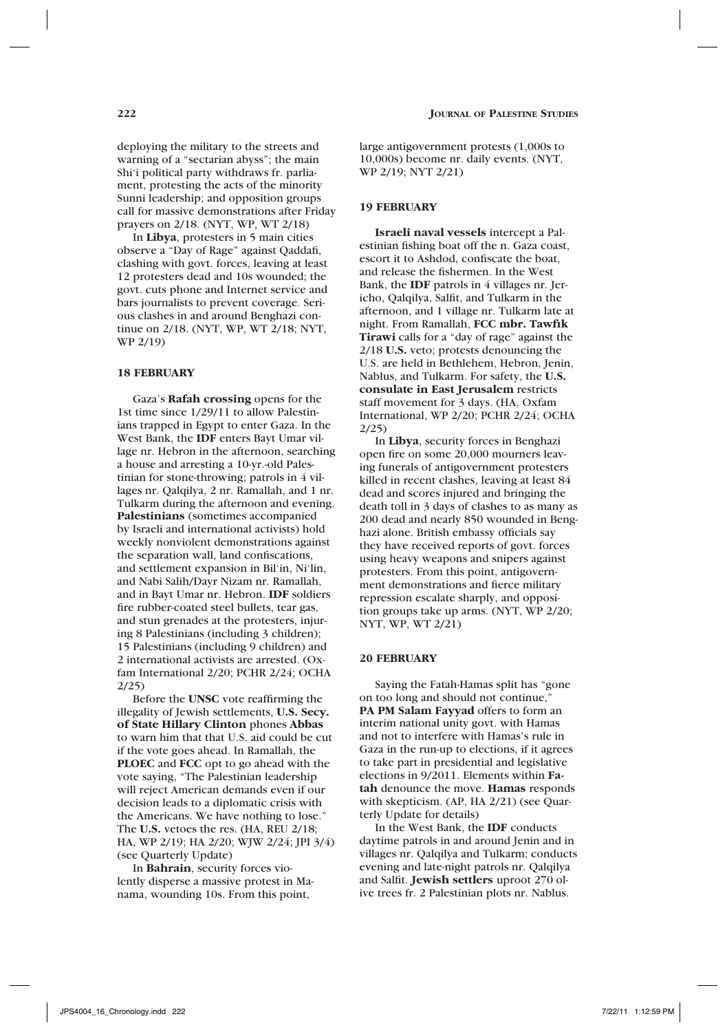deploying the military to the streets and warning of a "sectarian abyss"; the main Shi'i political party withdraws fr. parliament, protesting the acts of the minority Sunni leadership; and opposition groups call for massive demonstrations after Friday prayers on 2/18. (NYT, WP, WT 2/18)

In **Libya**, protesters in 5 main cities observe a "Day of Rage" against Qaddafi, clashing with govt. forces, leaving at least 12 protesters dead and 10s wounded; the govt. cuts phone and Internet service and bars journalists to prevent coverage. Serious clashes in and around Benghazi continue on 2/18. (NYT, WP, WT 2/18; NYT, WP 2/19)

### 18 FEBRUARY

Gaza's **Rafah crossing** opens for the 1st time since 1/29/11 to allow Palestinians trapped in Egypt to enter Gaza. In the West Bank, the **IDF** enters Bayt Umar village nr. Hebron in the afternoon, searching a house and arresting a 10-yr.-old Palestinian for stone-throwing; patrols in 4 villages nr. Qalqilya, 2 nr. Ramallah, and 1 nr. Tulkarm during the afternoon and evening. **Palestinians** (sometimes accompanied by Israeli and international activists) hold weekly nonviolent demonstrations against the separation wall, land confiscations, and settlement expansion in Bil'in, Ni'lin, and Nabi Salih/Dayr Nizam nr. Ramallah, and in Bayt Umar nr. Hebron. **IDF** soldiers fire rubber-coated steel bullets, tear gas, and stun grenades at the protesters, injuring 8 Palestinians (including 3 children); 15 Palestinians (including 9 children) and 2 international activists are arrested. (Oxfam International 2/20; PCHR 2/24; OCHA 2/25)

Before the **UNSC** vote reaffirming the illegality of Jewish settlements, **U.S. Secy. of State Hillary Clinton** phones **Abbas** to warn him that that U.S. aid could be cut if the vote goes ahead. In Ramallah, the **PLOEC** and **FCC** opt to go ahead with the vote saying, "The Palestinian leadership will reject American demands even if our decision leads to a diplomatic crisis with the Americans. We have nothing to lose." The **U.S.** vetoes the res. (HA, REU 2/18; HA, WP 2/19; HA 2/20; WJW 2/24; JPI 3/4) (see Quarterly Update)

In **Bahrain**, security forces violently disperse a massive protest in Manama, wounding 10s. From this point, large antigovernment protests (1,000s to 10,000s) become nr. daily events. (NYT, WP 2/19; NYT 2/21)

### 19 FEBRUARY

**Israeli naval vessels** intercept a Palestinian fishing boat off the n. Gaza coast, escort it to Ashdod, confiscate the boat, and release the fishermen. In the West Bank, the **IDF** patrols in 4 villages nr. Jericho, Qalqilya, Salfit, and Tulkarm in the afternoon, and 1 village nr. Tulkarm late at night. From Ramallah, **FCC mbr. Tawfik Tirawi** calls for a "day of rage" against the 2/18 **U.S.** veto; protests denouncing the U.S. are held in Bethlehem, Hebron, Jenin, Nablus, and Tulkarm. For safety, the **U.S. consulate in East Jerusalem** restricts staff movement for 3 days. (HA, Oxfam International, WP 2/20; PCHR 2/24; OCHA 2/25)

In **Libya**, security forces in Benghazi open fire on some 20,000 mourners leaving funerals of antigovernment protesters killed in recent clashes, leaving at least 84 dead and scores injured and bringing the death toll in 3 days of clashes to as many as 200 dead and nearly 850 wounded in Benghazi alone. British embassy officials say they have received reports of govt. forces using heavy weapons and snipers against protesters. From this point, antigovernment demonstrations and fierce military repression escalate sharply, and opposition groups take up arms. (NYT, WP 2/20; NYT, WP, WT 2/21)

### 20 FEBRUARY

Saying the Fatah-Hamas split has "gone on too long and should not continue," **PA PM Salam Fayyad** offers to form an interim national unity govt. with Hamas and not to interfere with Hamas's rule in Gaza in the run-up to elections, if it agrees to take part in presidential and legislative elections in 9/2011. Elements within **Fatah** denounce the move. **Hamas** responds with skepticism. (AP, HA 2/21) (see Quarterly Update for details)

In the West Bank, the **IDF** conducts daytime patrols in and around Jenin and in villages nr. Qalqilya and Tulkarm; conducts evening and late-night patrols nr. Qalqilya and Salfit. **Jewish settlers** uproot 270 olive trees fr. 2 Palestinian plots nr. Nablus.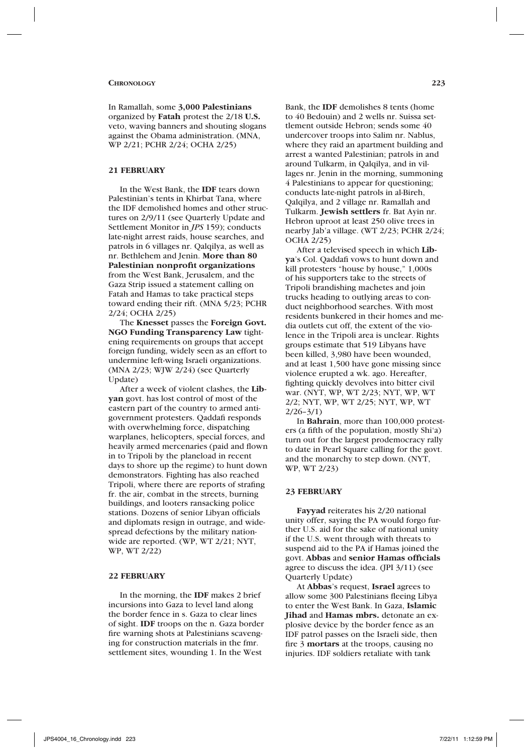In Ramallah, some **3,000 Palestinians** organized by **Fatah** protest the 2/18 **U.S.** veto, waving banners and shouting slogans against the Obama administration. (MNA, WP 2/21; PCHR 2/24; OCHA 2/25)

### 21 FEBRUARY

In the West Bank, the **IDF** tears down Palestinian's tents in Khirbat Tana, where the IDF demolished homes and other structures on 2/9/11 (see Quarterly Update and Settlement Monitor in *JPS* 159); conducts late-night arrest raids, house searches, and patrols in 6 villages nr. Qalqilya, as well as nr. Bethlehem and Jenin. **More than 80 Palestinian nonprofit organizations** from the West Bank, Jerusalem, and the Gaza Strip issued a statement calling on Fatah and Hamas to take practical steps toward ending their rift. (MNA 5/23; PCHR 2/24; OCHA 2/25)

The **Knesset** passes the **Foreign Govt. NGO Funding Transparency Law** tightening requirements on groups that accept foreign funding, widely seen as an effort to undermine left-wing Israeli organizations. (MNA 2/23; WJW 2/24) (see Quarterly Update)

After a week of violent clashes, the **Libyan** govt. has lost control of most of the eastern part of the country to armed antigovernment protesters. Qaddafi responds with overwhelming force, dispatching warplanes, helicopters, special forces, and heavily armed mercenaries (paid and flown in to Tripoli by the planeload in recent days to shore up the regime) to hunt down demonstrators. Fighting has also reached Tripoli, where there are reports of strafing fr. the air, combat in the streets, burning buildings, and looters ransacking police stations. Dozens of senior Libyan officials and diplomats resign in outrage, and widespread defections by the military nationwide are reported. (WP, WT 2/21; NYT, WP, WT 2/22)

### 22 FEBRUARY

In the morning, the **IDF** makes 2 brief incursions into Gaza to level land along the border fence in s. Gaza to clear lines of sight. **IDF** troops on the n. Gaza border fire warning shots at Palestinians scavenging for construction materials in the fmr. settlement sites, wounding 1. In the West Bank, the **IDF** demolishes 8 tents (home to 40 Bedouin) and 2 wells nr. Suissa settlement outside Hebron; sends some 40 undercover troops into Salim nr. Nablus, where they raid an apartment building and arrest a wanted Palestinian; patrols in and around Tulkarm, in Qalqilya, and in villages nr. Jenin in the morning, summoning 4 Palestinians to appear for questioning; conducts late-night patrols in al-Bireh, Qalqilya, and 2 village nr. Ramallah and Tulkarm. **Jewish settlers** fr. Bat Ayin nr. Hebron uproot at least 250 olive trees in nearby Jab'a village. (WT 2/23; PCHR 2/24; OCHA 2/25)

After a televised speech in which **Libya**'s Col. Qaddafi vows to hunt down and kill protesters "house by house," 1,000s of his supporters take to the streets of Tripoli brandishing machetes and join trucks heading to outlying areas to conduct neighborhood searches. With most residents bunkered in their homes and media outlets cut off, the extent of the violence in the Tripoli area is unclear. Rights groups estimate that 519 Libyans have been killed, 3,980 have been wounded, and at least 1,500 have gone missing since violence erupted a wk. ago. Hereafter, fighting quickly devolves into bitter civil war. (NYT, WP, WT 2/23; NYT, WP, WT 2/2; NYT, WP, WT 2/25; NYT, WP, WT 2/26–3/1)

In **Bahrain**, more than 100,000 protesters (a fifth of the population, mostly Shi'a) turn out for the largest prodemocracy rally to date in Pearl Square calling for the govt. and the monarchy to step down. (NYT, WP, WT 2/23)

### 23 FEBRUARY

**Fayyad** reiterates his 2/20 national unity offer, saying the PA would forgo further U.S. aid for the sake of national unity if the U.S. went through with threats to suspend aid to the PA if Hamas joined the govt. **Abbas** and **senior Hamas officials** agree to discuss the idea. (JPI 3/11) (see Quarterly Update)

At **Abbas**'s request, **Israel** agrees to allow some 300 Palestinians fleeing Libya to enter the West Bank. In Gaza, **Islamic Jihad** and **Hamas mbrs.** detonate an explosive device by the border fence as an IDF patrol passes on the Israeli side, then fire 3 **mortars** at the troops, causing no injuries. IDF soldiers retaliate with tank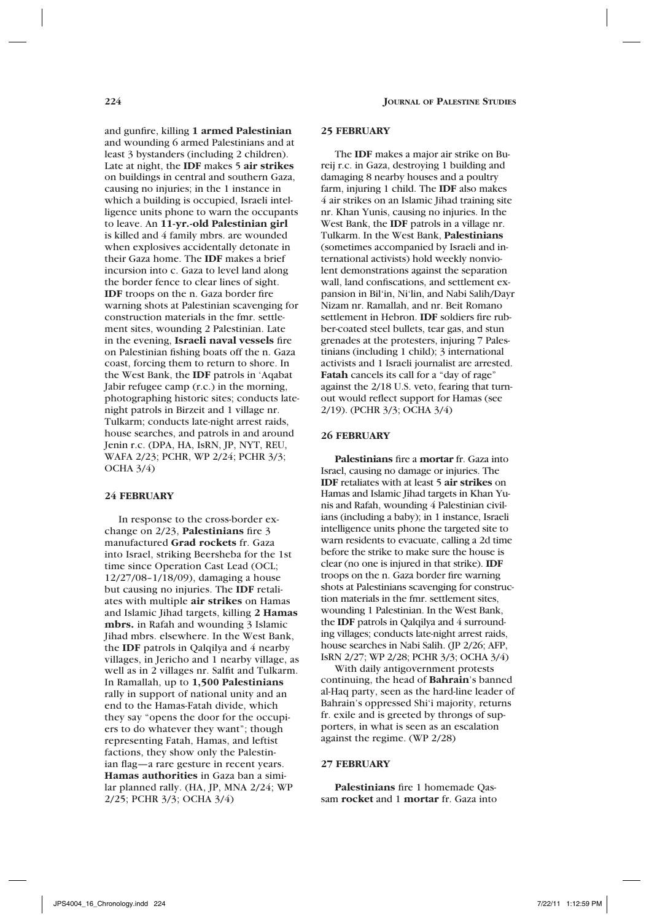and gunfire, killing **1 armed Palestinian** and wounding 6 armed Palestinians and at least 3 bystanders (including 2 children). Late at night, the **IDF** makes 5 **air strikes** on buildings in central and southern Gaza, causing no injuries; in the 1 instance in which a building is occupied, Israeli intelligence units phone to warn the occupants to leave. An **11-yr.-old Palestinian girl** is killed and 4 family mbrs. are wounded when explosives accidentally detonate in their Gaza home. The **IDF** makes a brief incursion into c. Gaza to level land along the border fence to clear lines of sight. **IDF** troops on the n. Gaza border fire warning shots at Palestinian scavenging for construction materials in the fmr. settlement sites, wounding 2 Palestinian. Late in the evening, **Israeli naval vessels** fire on Palestinian fishing boats off the n. Gaza coast, forcing them to return to shore. In the West Bank, the **IDF** patrols in ʿAqabat Jabir refugee camp (r.c.) in the morning, photographing historic sites; conducts late-night patrols in Birzeit and 1 village nr. Tulkarm; conducts late-night arrest raids, house searches, and patrols in and around Jenin r.c. (DPA, HA, IsRN, JP, NYT, REU, WAFA 2/23; PCHR, WP 2/24; PCHR 3/3; OCHA 3/4)

## 24 FEBRUARY

In response to the cross-border exchange on 2/23, **Palestinians** fire 3 manufactured **Grad rockets** fr. Gaza into Israel, striking Beersheba for the 1st time since Operation Cast Lead (OCL; 12/27/08–1/18/09), damaging a house but causing no injuries. The **IDF** retaliates with multiple **air strikes** on Hamas and Islamic Jihad targets, killing **2 Hamas mbrs.** in Rafah and wounding 3 Islamic Jihad mbrs. elsewhere. In the West Bank, the **IDF** patrols in Qalqilya and 4 nearby villages, in Jericho and 1 nearby village, as well as in 2 villages nr. Salfit and Tulkarm. In Ramallah, up to **1,500 Palestinians** rally in support of national unity and an end to the Hamas-Fatah divide, which they say "opens the door for the occupiers to do whatever they want"; though representing Fatah, Hamas, and leftist factions, they show only the Palestinian flag—a rare gesture in recent years. **Hamas authorities** in Gaza ban a similar planned rally. (HA, JP, MNA 2/24; WP 2/25; PCHR 3/3; OCHA 3/4)

## 25 FEBRUARY

The **IDF** makes a major air strike on Bureij r.c. in Gaza, destroying 1 building and damaging 8 nearby houses and a poultry farm, injuring 1 child. The **IDF** also makes 4 air strikes on an Islamic Jihad training site nr. Khan Yunis, causing no injuries. In the West Bank, the **IDF** patrols in a village nr. Tulkarm. In the West Bank, **Palestinians** (sometimes accompanied by Israeli and international activists) hold weekly nonviolent demonstrations against the separation wall, land confiscations, and settlement expansion in Bilʿin, Niʿlin, and Nabi Salih/Dayr Nizam nr. Ramallah, and nr. Beit Romano settlement in Hebron. **IDF** soldiers fire rubber-coated steel bullets, tear gas, and stun grenades at the protesters, injuring 7 Palestinians (including 1 child); 3 international activists and 1 Israeli journalist are arrested. **Fatah** cancels its call for a "day of rage" against the 2/18 U.S. veto, fearing that turnout would reflect support for Hamas (see 2/19). (PCHR 3/3; OCHA 3/4)

## 26 FEBRUARY

**Palestinians** fire a **mortar** fr. Gaza into Israel, causing no damage or injuries. The **IDF** retaliates with at least 5 **air strikes** on Hamas and Islamic Jihad targets in Khan Yunis and Rafah, wounding 4 Palestinian civilians (including a baby); in 1 instance, Israeli intelligence units phone the targeted site to warn residents to evacuate, calling a 2d time before the strike to make sure the house is clear (no one is injured in that strike). **IDF** troops on the n. Gaza border fire warning shots at Palestinians scavenging for construction materials in the fmr. settlement sites, wounding 1 Palestinian. In the West Bank, the **IDF** patrols in Qalqilya and 4 surrounding villages; conducts late-night arrest raids, house searches in Nabi Salih. (JP 2/26; AFP, IsRN 2/27; WP 2/28; PCHR 3/3; OCHA 3/4)

With daily antigovernment protests continuing, the head of **Bahrain**'s banned al-Haq party, seen as the hard-line leader of Bahrain's oppressed Shiʿi majority, returns fr. exile and is greeted by throngs of supporters, in what is seen as an escalation against the regime. (WP 2/28)

## 27 FEBRUARY

**Palestinians** fire 1 homemade Qassam **rocket** and 1 **mortar** fr. Gaza into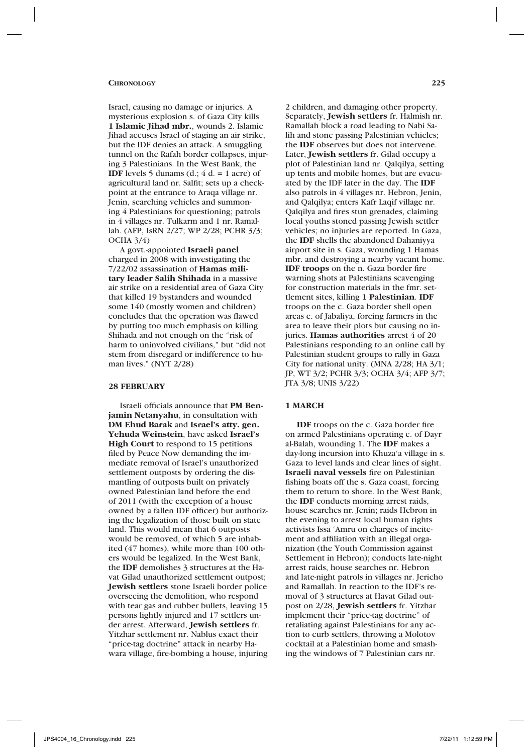Israel, causing no damage or injuries. A mysterious explosion s. of Gaza City kills **1 Islamic Jihad mbr.**, wounds 2. Islamic Jihad accuses Israel of staging an air strike, but the IDF denies an attack. A smuggling tunnel on the Rafah border collapses, injuring 3 Palestinians. In the West Bank, the **IDF** levels 5 dunams (d.; 4 d. = 1 acre) of agricultural land nr. Salfit; sets up a checkpoint at the entrance to Araqa village nr. Jenin, searching vehicles and summoning 4 Palestinians for questioning; patrols in 4 villages nr. Tulkarm and 1 nr. Ramallah. (AFP, IsRN 2/27; WP 2/28; PCHR 3/3; OCHA 3/4)

A govt.-appointed **Israeli panel** charged in 2008 with investigating the 7/22/02 assassination of **Hamas military leader Salih Shihada** in a massive air strike on a residential area of Gaza City that killed 19 bystanders and wounded some 140 (mostly women and children) concludes that the operation was flawed by putting too much emphasis on killing Shihada and not enough on the "risk of harm to uninvolved civilians," but "did not stem from disregard or indifference to human lives." (NYT 2/28)

#### 28 FEBRUARY

Israeli officials announce that **PM Benjamin Netanyahu**, in consultation with **DM Ehud Barak** and **Israel's atty. gen. Yehuda Weinstein**, have asked **Israel's High Court** to respond to 15 petitions filed by Peace Now demanding the immediate removal of Israel's unauthorized settlement outposts by ordering the dismantling of outposts built on privately owned Palestinian land before the end of 2011 (with the exception of a house owned by a fallen IDF officer) but authorizing the legalization of those built on state land. This would mean that 6 outposts would be removed, of which 5 are inhabited (47 homes), while more than 100 others would be legalized. In the West Bank, the **IDF** demolishes 3 structures at the Havat Gilad unauthorized settlement outpost; **Jewish settlers** stone Israeli border police overseeing the demolition, who respond with tear gas and rubber bullets, leaving 15 persons lightly injured and 17 settlers under arrest. Afterward, **Jewish settlers** fr. Yitzhar settlement nr. Nablus exact their "price-tag doctrine" attack in nearby Hawara village, fire-bombing a house, injuring 2 children, and damaging other property. Separately, **Jewish settlers** fr. Halmish nr. Ramallah block a road leading to Nabi Salih and stone passing Palestinian vehicles; the **IDF** observes but does not intervene. Later, **Jewish settlers** fr. Gilad occupy a plot of Palestinian land nr. Qalqilya, setting up tents and mobile homes, but are evacuated by the IDF later in the day. The **IDF** also patrols in 4 villages nr. Hebron, Jenin, and Qalqilya; enters Kafr Laqif village nr. Qalqilya and fires stun grenades, claiming local youths stoned passing Jewish settler vehicles; no injuries are reported. In Gaza, the **IDF** shells the abandoned Dahaniyya airport site in s. Gaza, wounding 1 Hamas mbr. and destroying a nearby vacant home. **IDF troops** on the n. Gaza border fire warning shots at Palestinians scavenging for construction materials in the fmr. settlement sites, killing **1 Palestinian**. **IDF** troops on the c. Gaza border shell open areas e. of Jabaliya, forcing farmers in the area to leave their plots but causing no injuries. **Hamas authorities** arrest 4 of 20 Palestinians responding to an online call by Palestinian student groups to rally in Gaza City for national unity. (MNA 2/28; HA 3/1; JP, WT 3/2; PCHR 3/3; OCHA 3/4; AFP 3/7; JTA 3/8; UNIS 3/22)

#### 1 MARCH

**IDF** troops on the c. Gaza border fire on armed Palestinians operating e. of Dayr al-Balah, wounding 1. The **IDF** makes a day-long incursion into Khuza'a village in s. Gaza to level lands and clear lines of sight. **Israeli naval vessels** fire on Palestinian fishing boats off the s. Gaza coast, forcing them to return to shore. In the West Bank, the **IDF** conducts morning arrest raids, house searches nr. Jenin; raids Hebron in the evening to arrest local human rights activists Issa 'Amru on charges of incitement and affiliation with an illegal organization (the Youth Commission against Settlement in Hebron); conducts late-night arrest raids, house searches nr. Hebron and late-night patrols in villages nr. Jericho and Ramallah. In reaction to the IDF's removal of 3 structures at Havat Gilad outpost on 2/28, **Jewish settlers** fr. Yitzhar implement their "price-tag doctrine" of retaliating against Palestinians for any action to curb settlers, throwing a Molotov cocktail at a Palestinian home and smashing the windows of 7 Palestinian cars nr.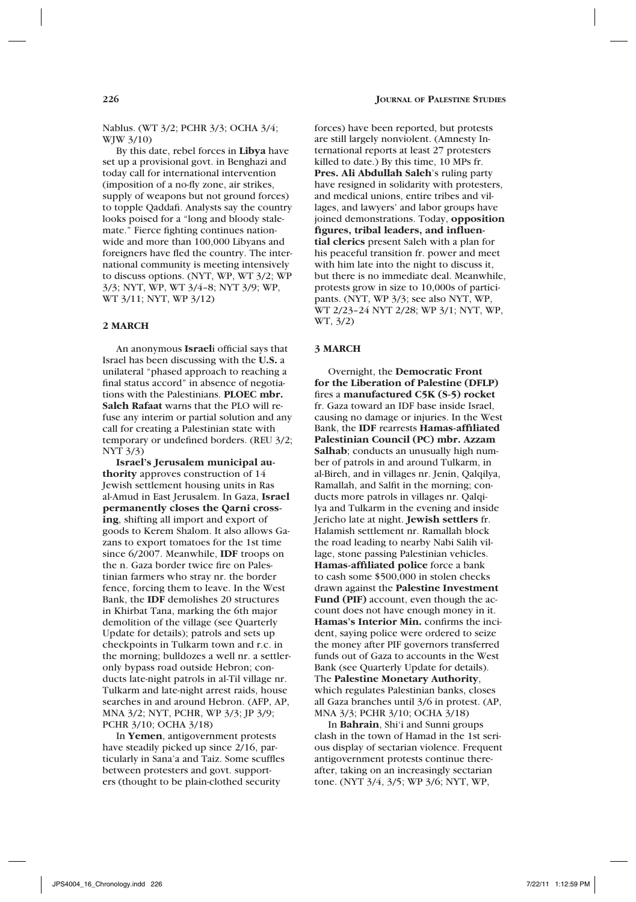Nablus. (WT 3/2; PCHR 3/3; OCHA 3/4; WJW 3/10)

By this date, rebel forces in **Libya** have set up a provisional govt. in Benghazi and today call for international intervention (imposition of a no-fly zone, air strikes, supply of weapons but not ground forces) to topple Qaddafi. Analysts say the country looks poised for a "long and bloody stalemate." Fierce fighting continues nationwide and more than 100,000 Libyans and foreigners have fled the country. The international community is meeting intensively to discuss options. (NYT, WP, WT 3/2; WP 3/3; NYT, WP, WT 3/4–8; NYT 3/9; WP, WT 3/11; NYT, WP 3/12)

## 2 MARCH

An anonymous **Israel**i official says that Israel has been discussing with the **U.S.** a unilateral "phased approach to reaching a final status accord" in absence of negotiations with the Palestinians. **PLOEC mbr. Saleh Rafaat** warns that the PLO will refuse any interim or partial solution and any call for creating a Palestinian state with temporary or undefined borders. (REU 3/2; NYT 3/3)

**Israel's Jerusalem municipal authority** approves construction of 14 Jewish settlement housing units in Ras al-Amud in East Jerusalem. In Gaza, **Israel permanently closes the Qarni crossing**, shifting all import and export of goods to Kerem Shalom. It also allows Gazans to export tomatoes for the 1st time since 6/2007. Meanwhile, **IDF** troops on the n. Gaza border twice fire on Palestinian farmers who stray nr. the border fence, forcing them to leave. In the West Bank, the **IDF** demolishes 20 structures in Khirbat Tana, marking the 6th major demolition of the village (see Quarterly Update for details); patrols and sets up checkpoints in Tulkarm town and r.c. in the morning; bulldozes a well nr. a settler-only bypass road outside Hebron; conducts late-night patrols in al-Til village nr. Tulkarm and late-night arrest raids, house searches in and around Hebron. (AFP, AP, MNA 3/2; NYT, PCHR, WP 3/3; JP 3/9; PCHR 3/10; OCHA 3/18)

In **Yemen**, antigovernment protests have steadily picked up since 2/16, particularly in Sana'a and Taiz. Some scuffles between protesters and govt. supporters (thought to be plain-clothed security forces) have been reported, but protests are still largely nonviolent. (Amnesty International reports at least 27 protesters killed to date.) By this time, 10 MPs fr. **Pres. Ali Abdullah Saleh**'s ruling party have resigned in solidarity with protesters, and medical unions, entire tribes and villages, and lawyers' and labor groups have joined demonstrations. Today, **opposition figures, tribal leaders, and influential clerics** present Saleh with a plan for his peaceful transition fr. power and meet with him late into the night to discuss it, but there is no immediate deal. Meanwhile, protests grow in size to 10,000s of participants. (NYT, WP 3/3; see also NYT, WP, WT 2/23–24 NYT 2/28; WP 3/1; NYT, WP, WT, 3/2)

## 3 MARCH

Overnight, the **Democratic Front for the Liberation of Palestine (DFLP)** fires a **manufactured C5K (S-5) rocket** fr. Gaza toward an IDF base inside Israel, causing no damage or injuries. In the West Bank, the **IDF** rearrests **Hamas-affiliated Palestinian Council (PC) mbr. Azzam Salhab**; conducts an unusually high number of patrols in and around Tulkarm, in al-Bireh, and in villages nr. Jenin, Qalqilya, Ramallah, and Salfit in the morning; conducts more patrols in villages nr. Qalqilya and Tulkarm in the evening and inside Jericho late at night. **Jewish settlers** fr. Halamish settlement nr. Ramallah block the road leading to nearby Nabi Salih village, stone passing Palestinian vehicles. **Hamas-affiliated police** force a bank to cash some $500,000 in stolen checks drawn against the **Palestine Investment Fund (PIF)** account, even though the account does not have enough money in it. **Hamas's Interior Min.** confirms the incident, saying police were ordered to seize the money after PIF governors transferred funds out of Gaza to accounts in the West Bank (see Quarterly Update for details). The **Palestine Monetary Authority**, which regulates Palestinian banks, closes all Gaza branches until 3/6 in protest. (AP, MNA 3/3; PCHR 3/10; OCHA 3/18)

In **Bahrain**, Shi'i and Sunni groups clash in the town of Hamad in the 1st serious display of sectarian violence. Frequent antigovernment protests continue thereafter, taking on an increasingly sectarian tone. (NYT 3/4, 3/5; WP 3/6; NYT, WP,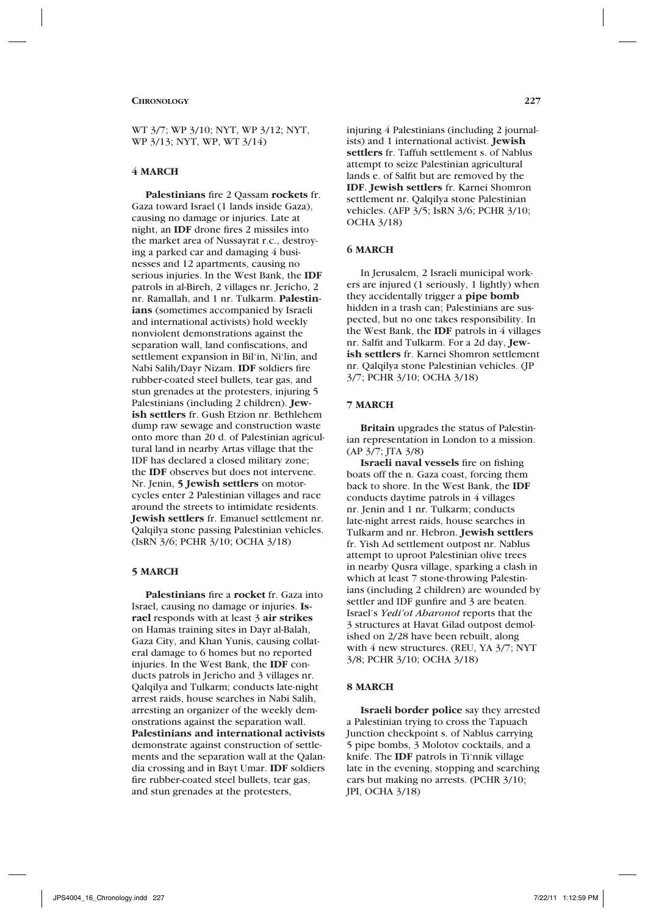WT 3/7; WP 3/10; NYT, WP 3/12; NYT, WP 3/13; NYT, WP, WT 3/14)

### 4 MARCH

**Palestinians** fire 2 Qassam **rockets** fr. Gaza toward Israel (1 lands inside Gaza), causing no damage or injuries. Late at night, an **IDF** drone fires 2 missiles into the market area of Nussayrat r.c., destroying a parked car and damaging 4 businesses and 12 apartments, causing no serious injuries. In the West Bank, the **IDF** patrols in al-Bireh, 2 villages nr. Jericho, 2 nr. Ramallah, and 1 nr. Tulkarm. **Palestinians** (sometimes accompanied by Israeli and international activists) hold weekly nonviolent demonstrations against the separation wall, land confiscations, and settlement expansion in Bil'in, Ni'lin, and Nabi Salih/Dayr Nizam. **IDF** soldiers fire rubber-coated steel bullets, tear gas, and stun grenades at the protesters, injuring 5 Palestinians (including 2 children). **Jewish settlers** fr. Gush Etzion nr. Bethlehem dump raw sewage and construction waste onto more than 20 d. of Palestinian agricultural land in nearby Artas village that the IDF has declared a closed military zone; the **IDF** observes but does not intervene. Nr. Jenin, **5 Jewish settlers** on motorcycles enter 2 Palestinian villages and race around the streets to intimidate residents. **Jewish settlers** fr. Emanuel settlement nr. Qalqilya stone passing Palestinian vehicles. (IsRN 3/6; PCHR 3/10; OCHA 3/18)

### 5 MARCH

**Palestinians** fire a **rocket** fr. Gaza into Israel, causing no damage or injuries. **Israel** responds with at least 3 **air strikes** on Hamas training sites in Dayr al-Balah, Gaza City, and Khan Yunis, causing collateral damage to 6 homes but no reported injuries. In the West Bank, the **IDF** conducts patrols in Jericho and 3 villages nr. Qalqilya and Tulkarm; conducts late-night arrest raids, house searches in Nabi Salih, arresting an organizer of the weekly demonstrations against the separation wall. **Palestinians and international activists** demonstrate against construction of settlements and the separation wall at the Qalandia crossing and in Bayt Umar. **IDF** soldiers fire rubber-coated steel bullets, tear gas, and stun grenades at the protesters, injuring 4 Palestinians (including 2 journalists) and 1 international activist. **Jewish settlers** fr. Taffuh settlement s. of Nablus attempt to seize Palestinian agricultural lands e. of Salfit but are removed by the **IDF**. **Jewish settlers** fr. Karnei Shomron settlement nr. Qalqilya stone Palestinian vehicles. (AFP 3/5; IsRN 3/6; PCHR 3/10; OCHA 3/18)

### 6 MARCH

In Jerusalem, 2 Israeli municipal workers are injured (1 seriously, 1 lightly) when they accidentally trigger a **pipe bomb** hidden in a trash can; Palestinians are suspected, but no one takes responsibility. In the West Bank, the **IDF** patrols in 4 villages nr. Salfit and Tulkarm. For a 2d day, **Jewish settlers** fr. Karnei Shomron settlement nr. Qalqilya stone Palestinian vehicles. (JP 3/7; PCHR 3/10; OCHA 3/18)

### 7 MARCH

**Britain** upgrades the status of Palestinian representation in London to a mission. (AP 3/7; JTA 3/8)

**Israeli naval vessels** fire on fishing boats off the n. Gaza coast, forcing them back to shore. In the West Bank, the **IDF** conducts daytime patrols in 4 villages nr. Jenin and 1 nr. Tulkarm; conducts late-night arrest raids, house searches in Tulkarm and nr. Hebron. **Jewish settlers** fr. Yish Ad settlement outpost nr. Nablus attempt to uproot Palestinian olive trees in nearby Qusra village, sparking a clash in which at least 7 stone-throwing Palestinians (including 2 children) are wounded by settler and IDF gunfire and 3 are beaten. Israel's *Yedi'ot Aharonot* reports that the 3 structures at Havat Gilad outpost demolished on 2/28 have been rebuilt, along with 4 new structures. (REU, YA 3/7; NYT 3/8; PCHR 3/10; OCHA 3/18)

### 8 MARCH

**Israeli border police** say they arrested a Palestinian trying to cross the Tapuach Junction checkpoint s. of Nablus carrying 5 pipe bombs, 3 Molotov cocktails, and a knife. The **IDF** patrols in Ti'nnik village late in the evening, stopping and searching cars but making no arrests. (PCHR 3/10; JPI, OCHA 3/18)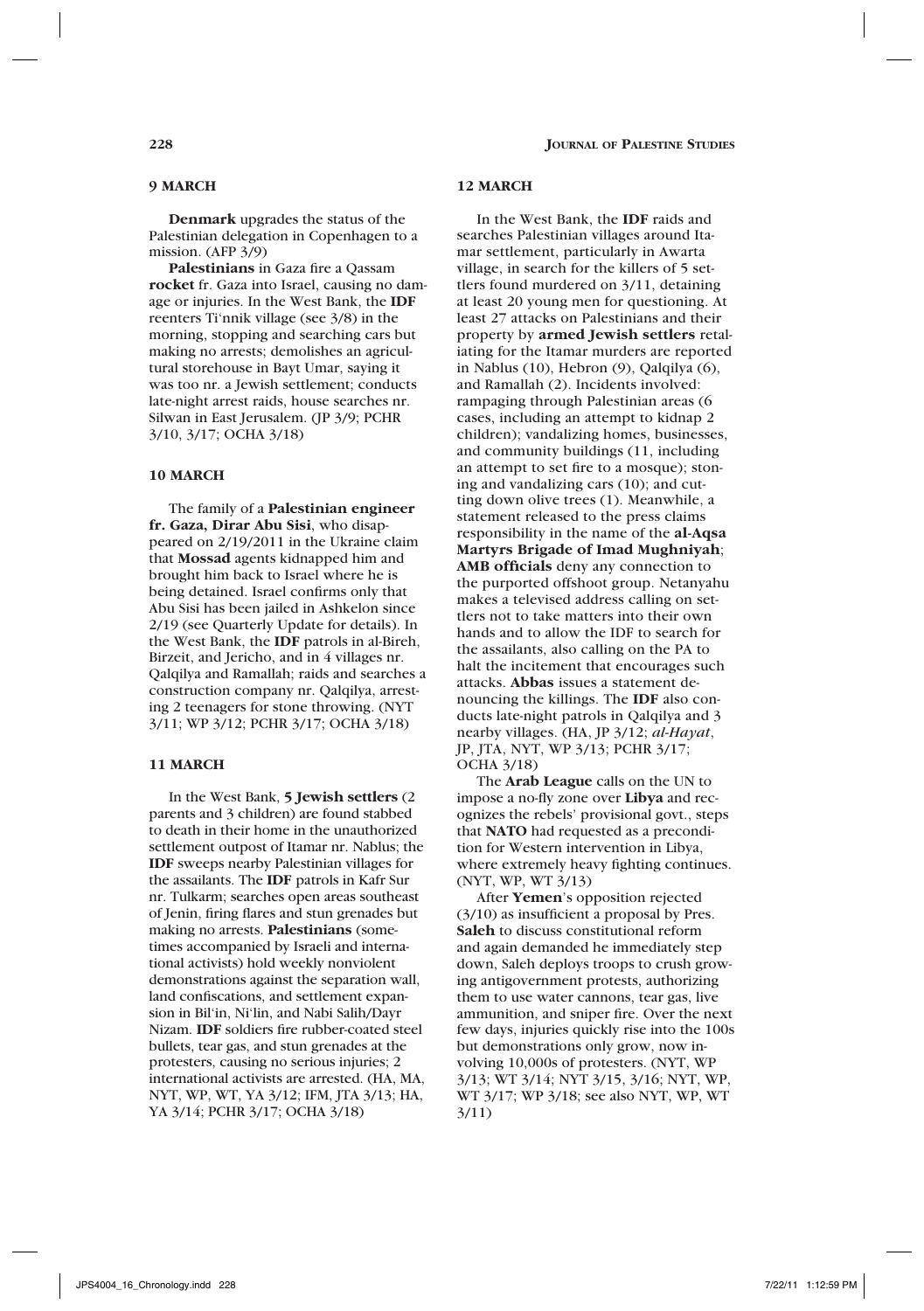### 9 MARCH

**Denmark** upgrades the status of the Palestinian delegation in Copenhagen to a mission. (AFP 3/9)

**Palestinians** in Gaza fire a Qassam **rocket** fr. Gaza into Israel, causing no damage or injuries. In the West Bank, the **IDF** reenters Ti'nnik village (see 3/8) in the morning, stopping and searching cars but making no arrests; demolishes an agricultural storehouse in Bayt Umar, saying it was too nr. a Jewish settlement; conducts late-night arrest raids, house searches nr. Silwan in East Jerusalem. (JP 3/9; PCHR 3/10, 3/17; OCHA 3/18)

### 10 MARCH

The family of a **Palestinian engineer fr. Gaza, Dirar Abu Sisi**, who disappeared on 2/19/2011 in the Ukraine claim that **Mossad** agents kidnapped him and brought him back to Israel where he is being detained. Israel confirms only that Abu Sisi has been jailed in Ashkelon since 2/19 (see Quarterly Update for details). In the West Bank, the **IDF** patrols in al-Bireh, Birzeit, and Jericho, and in 4 villages nr. Qalqilya and Ramallah; raids and searches a construction company nr. Qalqilya, arresting 2 teenagers for stone throwing. (NYT 3/11; WP 3/12; PCHR 3/17; OCHA 3/18)

### 11 MARCH

In the West Bank, **5 Jewish settlers** (2 parents and 3 children) are found stabbed to death in their home in the unauthorized settlement outpost of Itamar nr. Nablus; the **IDF** sweeps nearby Palestinian villages for the assailants. The **IDF** patrols in Kafr Sur nr. Tulkarm; searches open areas southeast of Jenin, firing flares and stun grenades but making no arrests. **Palestinians** (sometimes accompanied by Israeli and international activists) hold weekly nonviolent demonstrations against the separation wall, land confiscations, and settlement expansion in Bil'in, Ni'lin, and Nabi Salih/Dayr Nizam. **IDF** soldiers fire rubber-coated steel bullets, tear gas, and stun grenades at the protesters, causing no serious injuries; 2 international activists are arrested. (HA, MA, NYT, WP, WT, YA 3/12; IFM, JTA 3/13; HA, YA 3/14; PCHR 3/17; OCHA 3/18)

### 12 MARCH

In the West Bank, the **IDF** raids and searches Palestinian villages around Itamar settlement, particularly in Awarta village, in search for the killers of 5 settlers found murdered on 3/11, detaining at least 20 young men for questioning. At least 27 attacks on Palestinians and their property by **armed Jewish settlers** retaliating for the Itamar murders are reported in Nablus (10), Hebron (9), Qalqilya (6), and Ramallah (2). Incidents involved: rampaging through Palestinian areas (6 cases, including an attempt to kidnap 2 children); vandalizing homes, businesses, and community buildings (11, including an attempt to set fire to a mosque); stoning and vandalizing cars (10); and cutting down olive trees (1). Meanwhile, a statement released to the press claims responsibility in the name of the **al-Aqsa Martyrs Brigade of Imad Mughniyah**; **AMB officials** deny any connection to the purported offshoot group. Netanyahu makes a televised address calling on settlers not to take matters into their own hands and to allow the IDF to search for the assailants, also calling on the PA to halt the incitement that encourages such attacks. **Abbas** issues a statement denouncing the killings. The **IDF** also conducts late-night patrols in Qalqilya and 3 nearby villages. (HA, JP 3/12; *al-Hayat*, JP, JTA, NYT, WP 3/13; PCHR 3/17; OCHA 3/18)

The **Arab League** calls on the UN to impose a no-fly zone over **Libya** and recognizes the rebels' provisional govt., steps that **NATO** had requested as a precondition for Western intervention in Libya, where extremely heavy fighting continues. (NYT, WP, WT 3/13)

After **Yemen**'s opposition rejected (3/10) as insufficient a proposal by Pres. **Saleh** to discuss constitutional reform and again demanded he immediately step down, Saleh deploys troops to crush growing antigovernment protests, authorizing them to use water cannons, tear gas, live ammunition, and sniper fire. Over the next few days, injuries quickly rise into the 100s but demonstrations only grow, now involving 10,000s of protesters. (NYT, WP 3/13; WT 3/14; NYT 3/15, 3/16; NYT, WP, WT 3/17; WP 3/18; see also NYT, WP, WT 3/11)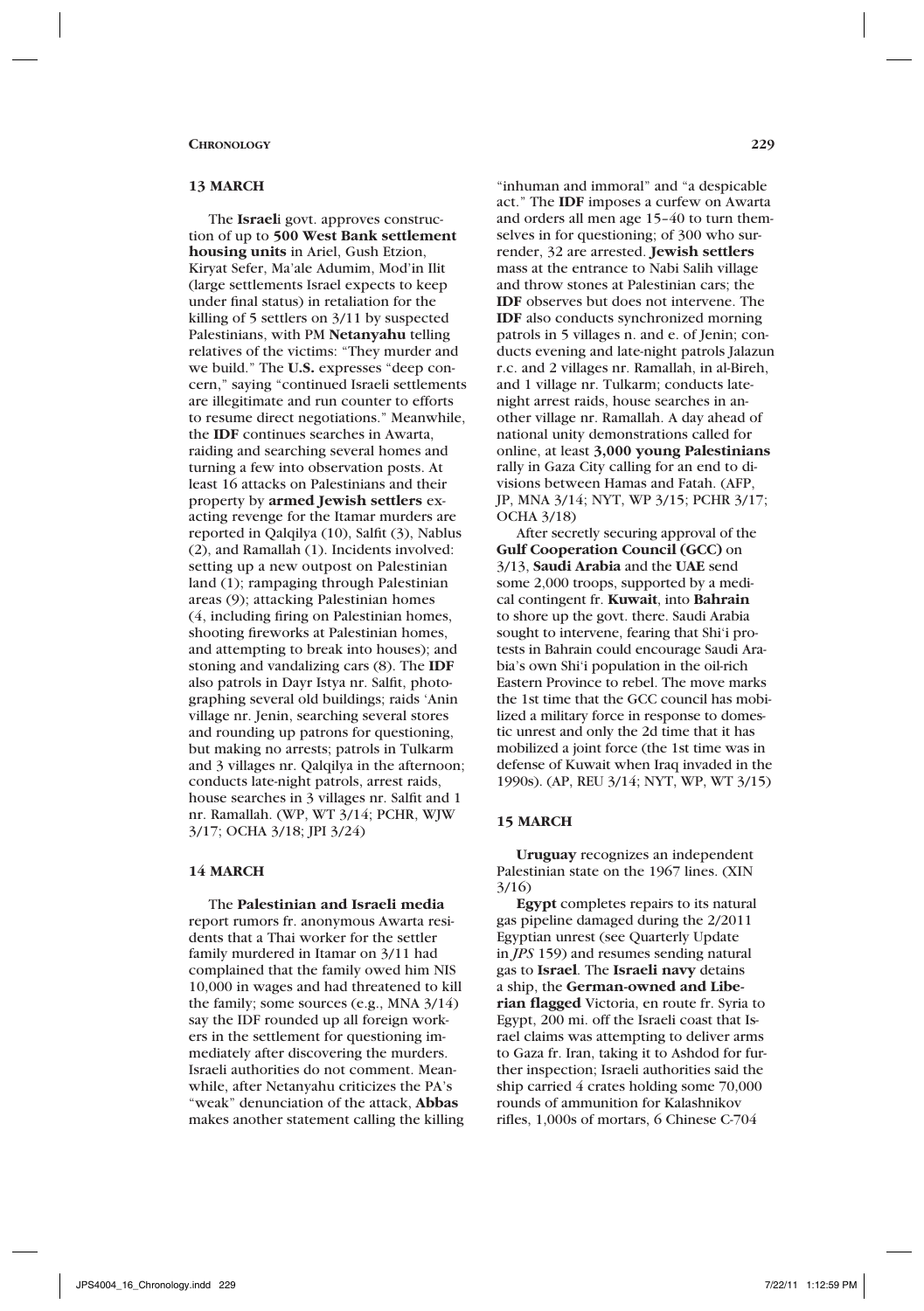### 13 MARCH

The **Israel**i govt. approves construction of up to **500 West Bank settlement housing units** in Ariel, Gush Etzion, Kiryat Sefer, Ma'ale Adumim, Mod'in Ilit (large settlements Israel expects to keep under final status) in retaliation for the killing of 5 settlers on 3/11 by suspected Palestinians, with PM **Netanyahu** telling relatives of the victims: "They murder and we build." The **U.S.** expresses "deep concern," saying "continued Israeli settlements are illegitimate and run counter to efforts to resume direct negotiations." Meanwhile, the **IDF** continues searches in Awarta, raiding and searching several homes and turning a few into observation posts. At least 16 attacks on Palestinians and their property by **armed Jewish settlers** exacting revenge for the Itamar murders are reported in Qalqilya (10), Salfit (3), Nablus (2), and Ramallah (1). Incidents involved: setting up a new outpost on Palestinian land (1); rampaging through Palestinian areas (9); attacking Palestinian homes (4, including firing on Palestinian homes, shooting fireworks at Palestinian homes, and attempting to break into houses); and stoning and vandalizing cars (8). The **IDF** also patrols in Dayr Istya nr. Salfit, photographing several old buildings; raids 'Anin village nr. Jenin, searching several stores and rounding up patrons for questioning, but making no arrests; patrols in Tulkarm and 3 villages nr. Qalqilya in the afternoon; conducts late-night patrols, arrest raids, house searches in 3 villages nr. Salfit and 1 nr. Ramallah. (WP, WT 3/14; PCHR, WJW 3/17; OCHA 3/18; JPI 3/24)

### 14 MARCH

The **Palestinian and Israeli media** report rumors fr. anonymous Awarta residents that a Thai worker for the settler family murdered in Itamar on 3/11 had complained that the family owed him NIS 10,000 in wages and had threatened to kill the family; some sources (e.g., MNA 3/14) say the IDF rounded up all foreign workers in the settlement for questioning immediately after discovering the murders. Israeli authorities do not comment. Meanwhile, after Netanyahu criticizes the PA's "weak" denunciation of the attack, **Abbas** makes another statement calling the killing "inhuman and immoral" and "a despicable act." The **IDF** imposes a curfew on Awarta and orders all men age 15–40 to turn themselves in for questioning; of 300 who surrender, 32 are arrested. **Jewish settlers** mass at the entrance to Nabi Salih village and throw stones at Palestinian cars; the **IDF** observes but does not intervene. The **IDF** also conducts synchronized morning patrols in 5 villages n. and e. of Jenin; conducts evening and late-night patrols Jalazun r.c. and 2 villages nr. Ramallah, in al-Bireh, and 1 village nr. Tulkarm; conducts late-night arrest raids, house searches in another village nr. Ramallah. A day ahead of national unity demonstrations called for online, at least **3,000 young Palestinians** rally in Gaza City calling for an end to divisions between Hamas and Fatah. (AFP, JP, MNA 3/14; NYT, WP 3/15; PCHR 3/17; OCHA 3/18)

After secretly securing approval of the **Gulf Cooperation Council (GCC)** on 3/13, **Saudi Arabia** and the **UAE** send some 2,000 troops, supported by a medical contingent fr. **Kuwait**, into **Bahrain** to shore up the govt. there. Saudi Arabia sought to intervene, fearing that Shi'i protests in Bahrain could encourage Saudi Arabia's own Shi'i population in the oil-rich Eastern Province to rebel. The move marks the 1st time that the GCC council has mobilized a military force in response to domestic unrest and only the 2d time that it has mobilized a joint force (the 1st time was in defense of Kuwait when Iraq invaded in the 1990s). (AP, REU 3/14; NYT, WP, WT 3/15)

### 15 MARCH

**Uruguay** recognizes an independent Palestinian state on the 1967 lines. (XIN 3/16)

**Egypt** completes repairs to its natural gas pipeline damaged during the 2/2011 Egyptian unrest (see Quarterly Update in *JPS* 159) and resumes sending natural gas to **Israel**. The **Israeli navy** detains a ship, the **German-owned and Liberian flagged** Victoria, en route fr. Syria to Egypt, 200 mi. off the Israeli coast that Israel claims was attempting to deliver arms to Gaza fr. Iran, taking it to Ashdod for further inspection; Israeli authorities said the ship carried 4 crates holding some 70,000 rounds of ammunition for Kalashnikov rifles, 1,000s of mortars, 6 Chinese C-704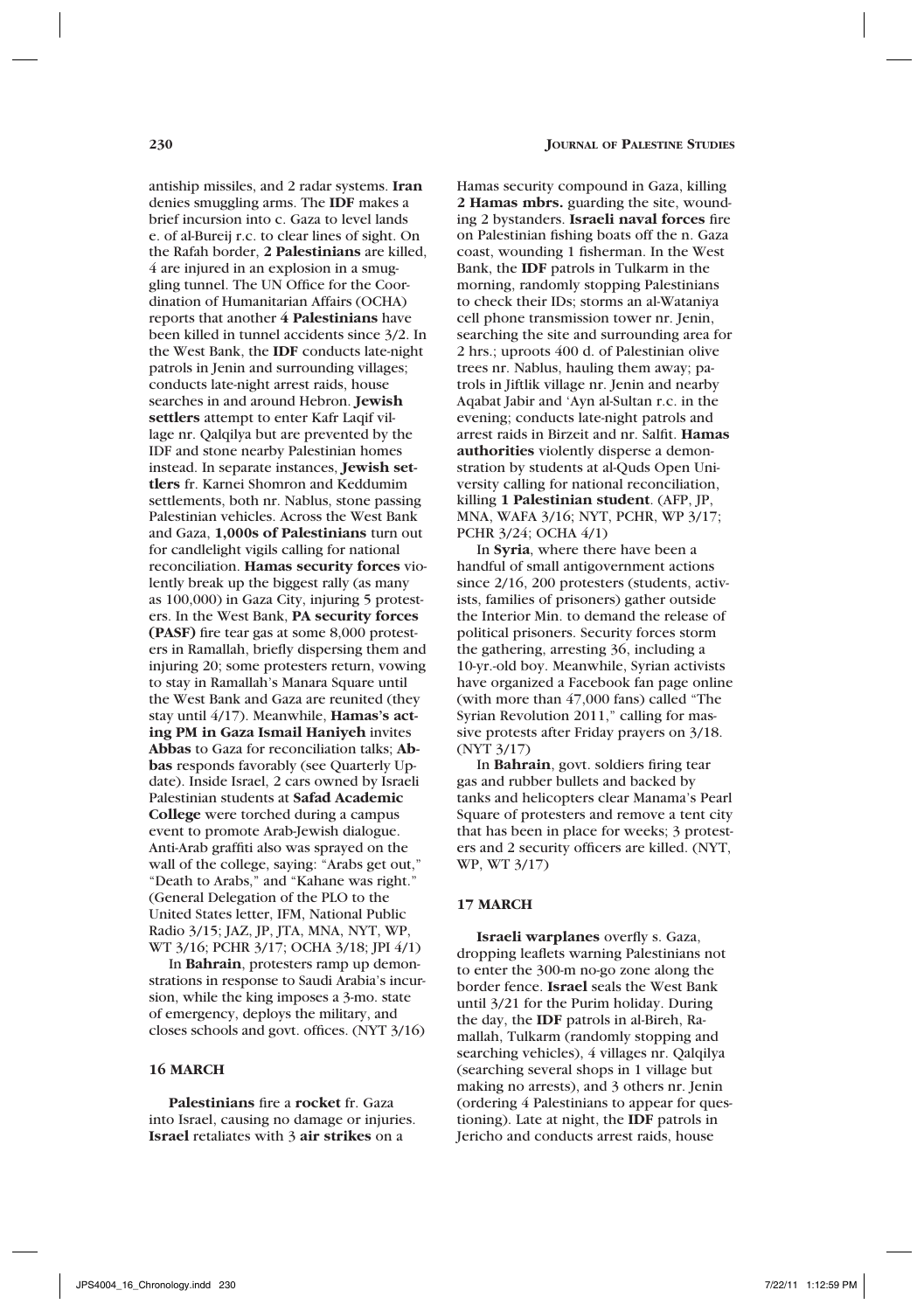antiship missiles, and 2 radar systems. **Iran** denies smuggling arms. The **IDF** makes a brief incursion into c. Gaza to level lands e. of al-Bureij r.c. to clear lines of sight. On the Rafah border, **2 Palestinians** are killed, 4 are injured in an explosion in a smuggling tunnel. The UN Office for the Coordination of Humanitarian Affairs (OCHA) reports that another **4 Palestinians** have been killed in tunnel accidents since 3/2. In the West Bank, the **IDF** conducts late-night patrols in Jenin and surrounding villages; conducts late-night arrest raids, house searches in and around Hebron. **Jewish settlers** attempt to enter Kafr Laqif village nr. Qalqilya but are prevented by the IDF and stone nearby Palestinian homes instead. In separate instances, **Jewish settlers** fr. Karnei Shomron and Keddumim settlements, both nr. Nablus, stone passing Palestinian vehicles. Across the West Bank and Gaza, **1,000s of Palestinians** turn out for candlelight vigils calling for national reconciliation. **Hamas security forces** violently break up the biggest rally (as many as 100,000) in Gaza City, injuring 5 protesters. In the West Bank, **PA security forces (PASF)** fire tear gas at some 8,000 protesters in Ramallah, briefly dispersing them and injuring 20; some protesters return, vowing to stay in Ramallah's Manara Square until the West Bank and Gaza are reunited (they stay until 4/17). Meanwhile, **Hamas's acting PM in Gaza Ismail Haniyeh** invites **Abbas** to Gaza for reconciliation talks; **Abbas** responds favorably (see Quarterly Update). Inside Israel, 2 cars owned by Israeli Palestinian students at **Safad Academic College** were torched during a campus event to promote Arab-Jewish dialogue. Anti-Arab graffiti also was sprayed on the wall of the college, saying: "Arabs get out," "Death to Arabs," and "Kahane was right." (General Delegation of the PLO to the United States letter, IFM, National Public Radio 3/15; JAZ, JP, JTA, MNA, NYT, WP, WT 3/16; PCHR 3/17; OCHA 3/18; JPI 4/1)

In **Bahrain**, protesters ramp up demonstrations in response to Saudi Arabia's incursion, while the king imposes a 3-mo. state of emergency, deploys the military, and closes schools and govt. offices. (NYT 3/16)

## 16 MARCH

**Palestinians** fire a **rocket** fr. Gaza into Israel, causing no damage or injuries. **Israel** retaliates with 3 **air strikes** on a Hamas security compound in Gaza, killing **2 Hamas mbrs.** guarding the site, wounding 2 bystanders. **Israeli naval forces** fire on Palestinian fishing boats off the n. Gaza coast, wounding 1 fisherman. In the West Bank, the **IDF** patrols in Tulkarm in the morning, randomly stopping Palestinians to check their IDs; storms an al-Wataniya cell phone transmission tower nr. Jenin, searching the site and surrounding area for 2 hrs.; uproots 400 d. of Palestinian olive trees nr. Nablus, hauling them away; patrols in Jiftlik village nr. Jenin and nearby Aqabat Jabir and 'Ayn al-Sultan r.c. in the evening; conducts late-night patrols and arrest raids in Birzeit and nr. Salfit. **Hamas authorities** violently disperse a demonstration by students at al-Quds Open University calling for national reconciliation, killing **1 Palestinian student**. (AFP, JP, MNA, WAFA 3/16; NYT, PCHR, WP 3/17; PCHR 3/24; OCHA 4/1)

In **Syria**, where there have been a handful of small antigovernment actions since 2/16, 200 protesters (students, activists, families of prisoners) gather outside the Interior Min. to demand the release of political prisoners. Security forces storm the gathering, arresting 36, including a 10-yr.-old boy. Meanwhile, Syrian activists have organized a Facebook fan page online (with more than 47,000 fans) called "The Syrian Revolution 2011," calling for massive protests after Friday prayers on 3/18. (NYT 3/17)

In **Bahrain**, govt. soldiers firing tear gas and rubber bullets and backed by tanks and helicopters clear Manama's Pearl Square of protesters and remove a tent city that has been in place for weeks; 3 protesters and 2 security officers are killed. (NYT, WP, WT 3/17)

## 17 MARCH

**Israeli warplanes** overfly s. Gaza, dropping leaflets warning Palestinians not to enter the 300-m no-go zone along the border fence. **Israel** seals the West Bank until 3/21 for the Purim holiday. During the day, the **IDF** patrols in al-Bireh, Ramallah, Tulkarm (randomly stopping and searching vehicles), 4 villages nr. Qalqilya (searching several shops in 1 village but making no arrests), and 3 others nr. Jenin (ordering 4 Palestinians to appear for questioning). Late at night, the **IDF** patrols in Jericho and conducts arrest raids, house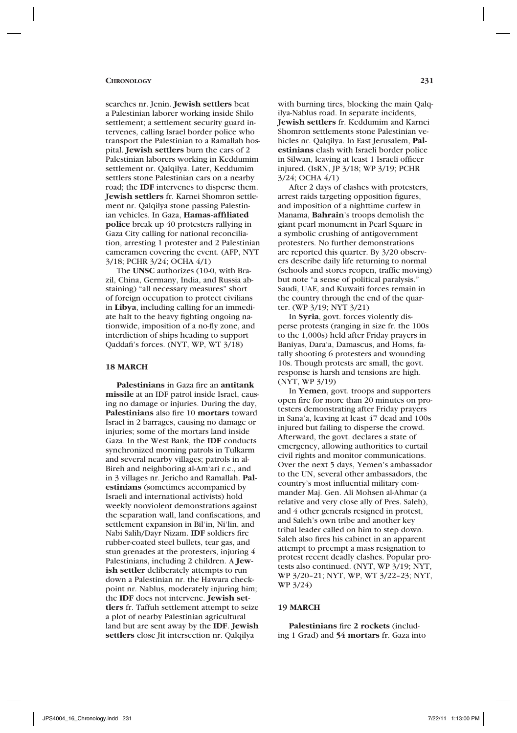searches nr. Jenin. **Jewish settlers** beat a Palestinian laborer working inside Shilo settlement; a settlement security guard intervenes, calling Israel border police who transport the Palestinian to a Ramallah hospital. **Jewish settlers** burn the cars of 2 Palestinian laborers working in Keddumim settlement nr. Qalqilya. Later, Keddumim settlers stone Palestinian cars on a nearby road; the **IDF** intervenes to disperse them. **Jewish settlers** fr. Karnei Shomron settlement nr. Qalqilya stone passing Palestinian vehicles. In Gaza, **Hamas-affiliated police** break up 40 protesters rallying in Gaza City calling for national reconciliation, arresting 1 protester and 2 Palestinian cameramen covering the event. (AFP, NYT 3/18; PCHR 3/24; OCHA 4/1)

The **UNSC** authorizes (10-0, with Brazil, China, Germany, India, and Russia abstaining) "all necessary measures" short of foreign occupation to protect civilians in **Libya**, including calling for an immediate halt to the heavy fighting ongoing nationwide, imposition of a no-fly zone, and interdiction of ships heading to support Qaddafi's forces. (NYT, WP, WT 3/18)

### 18 MARCH

**Palestinians** in Gaza fire an **antitank missile** at an IDF patrol inside Israel, causing no damage or injuries. During the day, **Palestinians** also fire 10 **mortars** toward Israel in 2 barrages, causing no damage or injuries; some of the mortars land inside Gaza. In the West Bank, the **IDF** conducts synchronized morning patrols in Tulkarm and several nearby villages; patrols in al-Bireh and neighboring al-Am'ari r.c., and in 3 villages nr. Jericho and Ramallah. **Palestinians** (sometimes accompanied by Israeli and international activists) hold weekly nonviolent demonstrations against the separation wall, land confiscations, and settlement expansion in Bil'in, Ni'lin, and Nabi Salih/Dayr Nizam. **IDF** soldiers fire rubber-coated steel bullets, tear gas, and stun grenades at the protesters, injuring 4 Palestinians, including 2 children. A **Jewish settler** deliberately attempts to run down a Palestinian nr. the Hawara checkpoint nr. Nablus, moderately injuring him; the **IDF** does not intervene. **Jewish settlers** fr. Taffuh settlement attempt to seize a plot of nearby Palestinian agricultural land but are sent away by the **IDF**. **Jewish settlers** close Jit intersection nr. Qalqilya with burning tires, blocking the main Qalqilya-Nablus road. In separate incidents, **Jewish settlers** fr. Keddumim and Karnei Shomron settlements stone Palestinian vehicles nr. Qalqilya. In East Jerusalem, **Palestinians** clash with Israeli border police in Silwan, leaving at least 1 Israeli officer injured. (IsRN, JP 3/18; WP 3/19; PCHR 3/24; OCHA 4/1)

After 2 days of clashes with protesters, arrest raids targeting opposition figures, and imposition of a nighttime curfew in Manama, **Bahrain**'s troops demolish the giant pearl monument in Pearl Square in a symbolic crushing of antigovernment protesters. No further demonstrations are reported this quarter. By 3/20 observers describe daily life returning to normal (schools and stores reopen, traffic moving) but note "a sense of political paralysis." Saudi, UAE, and Kuwaiti forces remain in the country through the end of the quarter. (WP 3/19; NYT 3/21)

In **Syria**, govt. forces violently disperse protests (ranging in size fr. the 100s to the 1,000s) held after Friday prayers in Baniyas, Dara'a, Damascus, and Homs, fatally shooting 6 protesters and wounding 10s. Though protests are small, the govt. response is harsh and tensions are high. (NYT, WP 3/19)

In **Yemen**, govt. troops and supporters open fire for more than 20 minutes on protesters demonstrating after Friday prayers in Sana'a, leaving at least 47 dead and 100s injured but failing to disperse the crowd. Afterward, the govt. declares a state of emergency, allowing authorities to curtail civil rights and monitor communications. Over the next 5 days, Yemen's ambassador to the UN, several other ambassadors, the country's most influential military commander Maj. Gen. Ali Mohsen al-Ahmar (a relative and very close ally of Pres. Saleh), and 4 other generals resigned in protest, and Saleh's own tribe and another key tribal leader called on him to step down. Saleh also fires his cabinet in an apparent attempt to preempt a mass resignation to protest recent deadly clashes. Popular protests also continued. (NYT, WP 3/19; NYT, WP 3/20–21; NYT, WP, WT 3/22–23; NYT, WP 3/24)

### 19 MARCH

**Palestinians** fire **2 rockets** (including 1 Grad) and **54 mortars** fr. Gaza into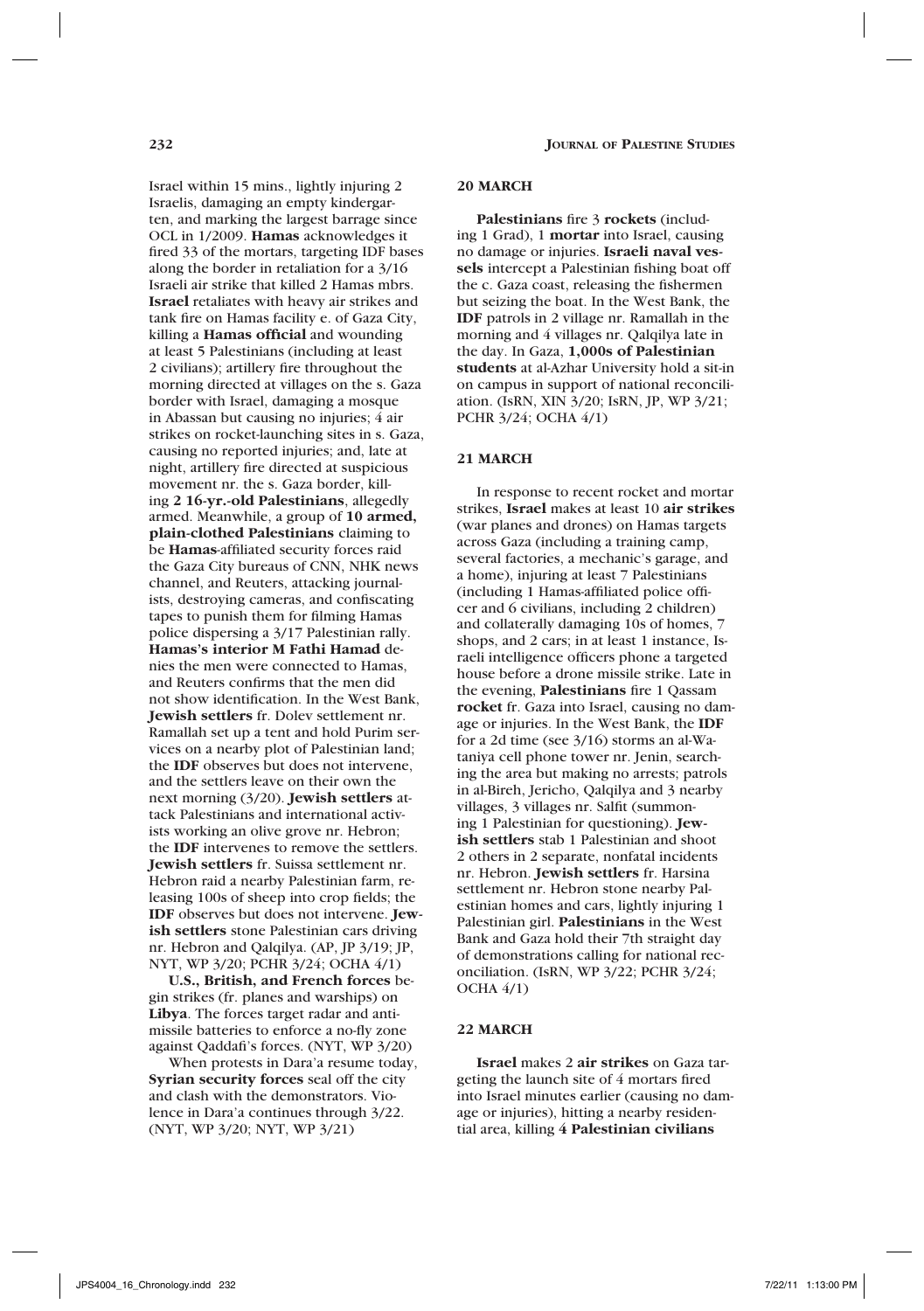Israel within 15 mins., lightly injuring 2 Israelis, damaging an empty kindergarten, and marking the largest barrage since OCL in 1/2009. **Hamas** acknowledges it fired 33 of the mortars, targeting IDF bases along the border in retaliation for a 3/16 Israeli air strike that killed 2 Hamas mbrs. **Israel** retaliates with heavy air strikes and tank fire on Hamas facility e. of Gaza City, killing a **Hamas official** and wounding at least 5 Palestinians (including at least 2 civilians); artillery fire throughout the morning directed at villages on the s. Gaza border with Israel, damaging a mosque in Abassan but causing no injuries; 4 air strikes on rocket-launching sites in s. Gaza, causing no reported injuries; and, late at night, artillery fire directed at suspicious movement nr. the s. Gaza border, killing **2 16-yr.-old Palestinians**, allegedly armed. Meanwhile, a group of **10 armed, plain-clothed Palestinians** claiming to be **Hamas**-affiliated security forces raid the Gaza City bureaus of CNN, NHK news channel, and Reuters, attacking journalists, destroying cameras, and confiscating tapes to punish them for filming Hamas police dispersing a 3/17 Palestinian rally. **Hamas's interior M Fathi Hamad** denies the men were connected to Hamas, and Reuters confirms that the men did not show identification. In the West Bank, **Jewish settlers** fr. Dolev settlement nr. Ramallah set up a tent and hold Purim services on a nearby plot of Palestinian land; the **IDF** observes but does not intervene, and the settlers leave on their own the next morning (3/20). **Jewish settlers** attack Palestinians and international activists working an olive grove nr. Hebron; the **IDF** intervenes to remove the settlers. **Jewish settlers** fr. Suissa settlement nr. Hebron raid a nearby Palestinian farm, releasing 100s of sheep into crop fields; the **IDF** observes but does not intervene. **Jewish settlers** stone Palestinian cars driving nr. Hebron and Qalqilya. (AP, JP 3/19; JP, NYT, WP 3/20; PCHR 3/24; OCHA 4/1)

**U.S., British, and French forces** begin strikes (fr. planes and warships) on **Libya**. The forces target radar and anti-missile batteries to enforce a no-fly zone against Qaddafi's forces. (NYT, WP 3/20)

When protests in Dara'a resume today, **Syrian security forces** seal off the city and clash with the demonstrators. Violence in Dara'a continues through 3/22. (NYT, WP 3/20; NYT, WP 3/21)

## 20 MARCH

**Palestinians** fire 3 **rockets** (including 1 Grad), 1 **mortar** into Israel, causing no damage or injuries. **Israeli naval vessels** intercept a Palestinian fishing boat off the c. Gaza coast, releasing the fishermen but seizing the boat. In the West Bank, the **IDF** patrols in 2 village nr. Ramallah in the morning and 4 villages nr. Qalqilya late in the day. In Gaza, **1,000s of Palestinian students** at al-Azhar University hold a sit-in on campus in support of national reconciliation. (IsRN, XIN 3/20; IsRN, JP, WP 3/21; PCHR 3/24; OCHA 4/1)

## 21 MARCH

In response to recent rocket and mortar strikes, **Israel** makes at least 10 **air strikes** (war planes and drones) on Hamas targets across Gaza (including a training camp, several factories, a mechanic's garage, and a home), injuring at least 7 Palestinians (including 1 Hamas-affiliated police officer and 6 civilians, including 2 children) and collaterally damaging 10s of homes, 7 shops, and 2 cars; in at least 1 instance, Israeli intelligence officers phone a targeted house before a drone missile strike. Late in the evening, **Palestinians** fire 1 Qassam **rocket** fr. Gaza into Israel, causing no damage or injuries. In the West Bank, the **IDF** for a 2d time (see 3/16) storms an al-Wataniya cell phone tower nr. Jenin, searching the area but making no arrests; patrols in al-Bireh, Jericho, Qalqilya and 3 nearby villages, 3 villages nr. Salfit (summoning 1 Palestinian for questioning). **Jewish settlers** stab 1 Palestinian and shoot 2 others in 2 separate, nonfatal incidents nr. Hebron. **Jewish settlers** fr. Harsina settlement nr. Hebron stone nearby Palestinian homes and cars, lightly injuring 1 Palestinian girl. **Palestinians** in the West Bank and Gaza hold their 7th straight day of demonstrations calling for national reconciliation. (IsRN, WP 3/22; PCHR 3/24; OCHA 4/1)

## 22 MARCH

**Israel** makes 2 **air strikes** on Gaza targeting the launch site of 4 mortars fired into Israel minutes earlier (causing no damage or injuries), hitting a nearby residential area, killing **4 Palestinian civilians**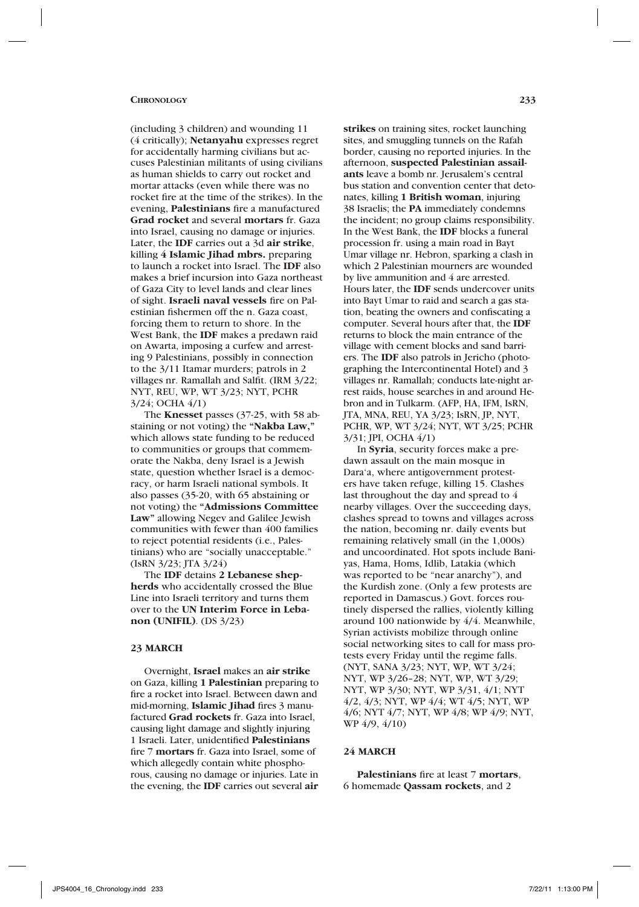(including 3 children) and wounding 11 (4 critically); **Netanyahu** expresses regret for accidentally harming civilians but accuses Palestinian militants of using civilians as human shields to carry out rocket and mortar attacks (even while there was no rocket fire at the time of the strikes). In the evening, **Palestinians** fire a manufactured **Grad rocket** and several **mortars** fr. Gaza into Israel, causing no damage or injuries. Later, the **IDF** carries out a 3d **air strike**, killing **4 Islamic Jihad mbrs.** preparing to launch a rocket into Israel. The **IDF** also makes a brief incursion into Gaza northeast of Gaza City to level lands and clear lines of sight. **Israeli naval vessels** fire on Palestinian fishermen off the n. Gaza coast, forcing them to return to shore. In the West Bank, the **IDF** makes a predawn raid on Awarta, imposing a curfew and arresting 9 Palestinians, possibly in connection to the 3/11 Itamar murders; patrols in 2 villages nr. Ramallah and Salfit. (IRM 3/22; NYT, REU, WP, WT 3/23; NYT, PCHR 3/24; OCHA 4/1)

The **Knesset** passes (37-25, with 58 abstaining or not voting) the **"Nakba Law,"** which allows state funding to be reduced to communities or groups that commemorate the Nakba, deny Israel is a Jewish state, question whether Israel is a democracy, or harm Israeli national symbols. It also passes (35-20, with 65 abstaining or not voting) the **"Admissions Committee Law"** allowing Negev and Galilee Jewish communities with fewer than 400 families to reject potential residents (i.e., Palestinians) who are "socially unacceptable." (IsRN 3/23; JTA 3/24)

The **IDF** detains **2 Lebanese shepherds** who accidentally crossed the Blue Line into Israeli territory and turns them over to the **UN Interim Force in Lebanon (UNIFIL)**. (DS 3/23)

### 23 MARCH

Overnight, **Israel** makes an **air strike** on Gaza, killing **1 Palestinian** preparing to fire a rocket into Israel. Between dawn and mid-morning, **Islamic Jihad** fires 3 manufactured **Grad rockets** fr. Gaza into Israel, causing light damage and slightly injuring 1 Israeli. Later, unidentified **Palestinians** fire 7 **mortars** fr. Gaza into Israel, some of which allegedly contain white phosphorous, causing no damage or injuries. Late in the evening, the **IDF** carries out several **air strikes** on training sites, rocket launching sites, and smuggling tunnels on the Rafah border, causing no reported injuries. In the afternoon, **suspected Palestinian assailants** leave a bomb nr. Jerusalem's central bus station and convention center that detonates, killing **1 British woman**, injuring 38 Israelis; the **PA** immediately condemns the incident; no group claims responsibility. In the West Bank, the **IDF** blocks a funeral procession fr. using a main road in Bayt Umar village nr. Hebron, sparking a clash in which 2 Palestinian mourners are wounded by live ammunition and 4 are arrested. Hours later, the **IDF** sends undercover units into Bayt Umar to raid and search a gas station, beating the owners and confiscating a computer. Several hours after that, the **IDF** returns to block the main entrance of the village with cement blocks and sand barriers. The **IDF** also patrols in Jericho (photographing the Intercontinental Hotel) and 3 villages nr. Ramallah; conducts late-night arrest raids, house searches in and around Hebron and in Tulkarm. (AFP, HA, IFM, IsRN, JTA, MNA, REU, YA 3/23; IsRN, JP, NYT, PCHR, WP, WT 3/24; NYT, WT 3/25; PCHR 3/31; JPI, OCHA 4/1)

In **Syria**, security forces make a predawn assault on the main mosque in Dara'a, where antigovernment protesters have taken refuge, killing 15. Clashes last throughout the day and spread to 4 nearby villages. Over the succeeding days, clashes spread to towns and villages across the nation, becoming nr. daily events but remaining relatively small (in the 1,000s) and uncoordinated. Hot spots include Baniyas, Hama, Homs, Idlib, Latakia (which was reported to be "near anarchy"), and the Kurdish zone. (Only a few protests are reported in Damascus.) Govt. forces routinely dispersed the rallies, violently killing around 100 nationwide by 4/4. Meanwhile, Syrian activists mobilize through online social networking sites to call for mass protests every Friday until the regime falls. (NYT, SANA 3/23; NYT, WP, WT 3/24; NYT, WP 3/26–28; NYT, WP, WT 3/29; NYT, WP 3/30; NYT, WP 3/31, 4/1; NYT 4/2, 4/3; NYT, WP 4/4; WT 4/5; NYT, WP 4/6; NYT 4/7; NYT, WP 4/8; WP 4/9; NYT, WP 4/9, 4/10)

### 24 MARCH

**Palestinians** fire at least 7 **mortars**, 6 homemade **Qassam rockets**, and 2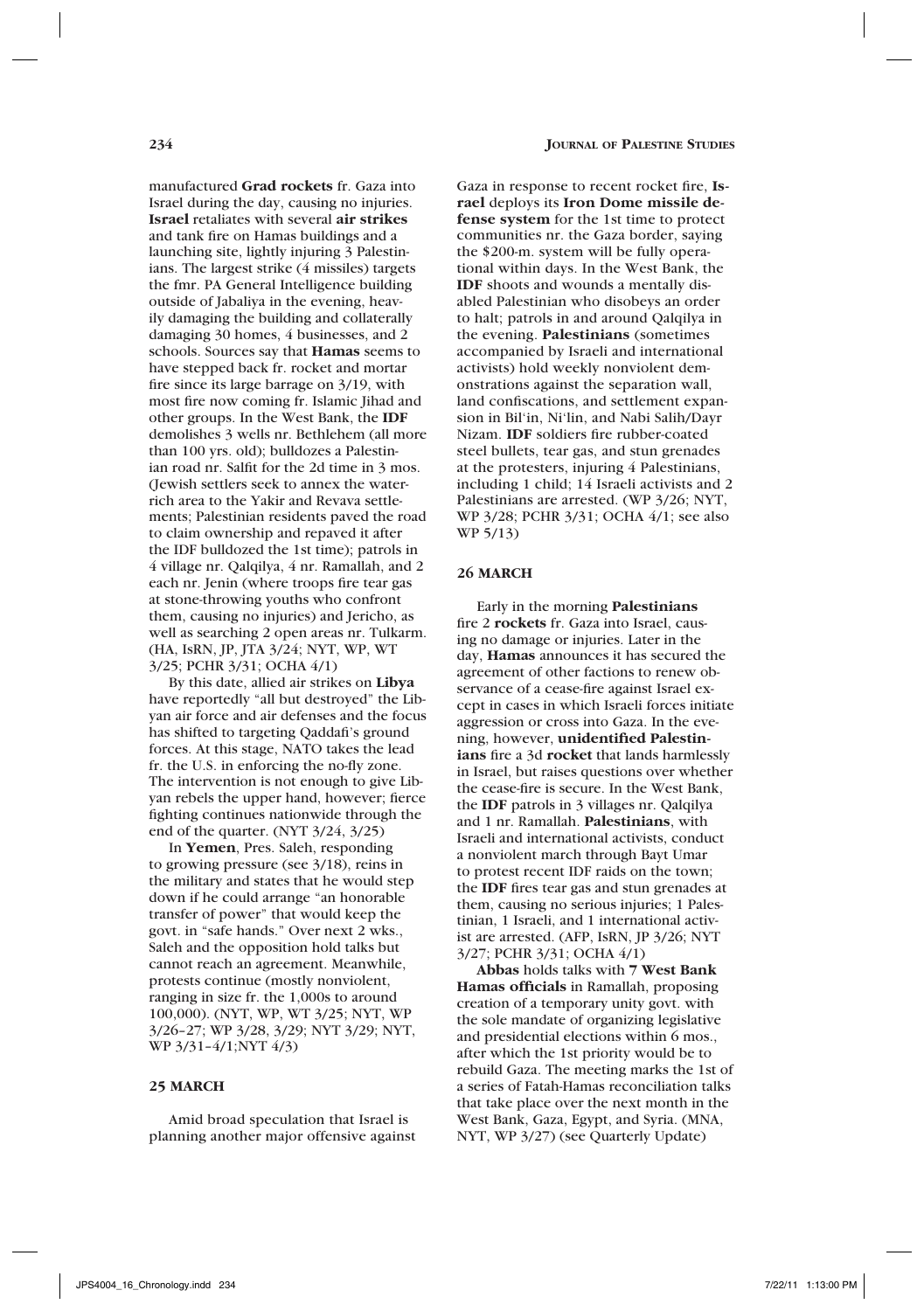manufactured **Grad rockets** fr. Gaza into Israel during the day, causing no injuries. **Israel** retaliates with several **air strikes** and tank fire on Hamas buildings and a launching site, lightly injuring 3 Palestinians. The largest strike (4 missiles) targets the fmr. PA General Intelligence building outside of Jabaliya in the evening, heavily damaging the building and collaterally damaging 30 homes, 4 businesses, and 2 schools. Sources say that **Hamas** seems to have stepped back fr. rocket and mortar fire since its large barrage on 3/19, with most fire now coming fr. Islamic Jihad and other groups. In the West Bank, the **IDF** demolishes 3 wells nr. Bethlehem (all more than 100 yrs. old); bulldozes a Palestinian road nr. Salfit for the 2d time in 3 mos. (Jewish settlers seek to annex the water-rich area to the Yakir and Revava settlements; Palestinian residents paved the road to claim ownership and repaved it after the IDF bulldozed the 1st time); patrols in 4 village nr. Qalqilya, 4 nr. Ramallah, and 2 each nr. Jenin (where troops fire tear gas at stone-throwing youths who confront them, causing no injuries) and Jericho, as well as searching 2 open areas nr. Tulkarm. (HA, IsRN, JP, JTA 3/24; NYT, WP, WT 3/25; PCHR 3/31; OCHA 4/1)

By this date, allied air strikes on **Libya** have reportedly "all but destroyed" the Libyan air force and air defenses and the focus has shifted to targeting Qaddafi's ground forces. At this stage, NATO takes the lead fr. the U.S. in enforcing the no-fly zone. The intervention is not enough to give Libyan rebels the upper hand, however; fierce fighting continues nationwide through the end of the quarter. (NYT 3/24, 3/25)

In **Yemen**, Pres. Saleh, responding to growing pressure (see 3/18), reins in the military and states that he would step down if he could arrange "an honorable transfer of power" that would keep the govt. in "safe hands." Over next 2 wks., Saleh and the opposition hold talks but cannot reach an agreement. Meanwhile, protests continue (mostly nonviolent, ranging in size fr. the 1,000s to around 100,000). (NYT, WP, WT 3/25; NYT, WP 3/26–27; WP 3/28, 3/29; NYT 3/29; NYT, WP 3/31–4/1;NYT 4/3)

## 25 MARCH

Amid broad speculation that Israel is planning another major offensive against Gaza in response to recent rocket fire, **Israel** deploys its **Iron Dome missile defense system** for the 1st time to protect communities nr. the Gaza border, saying the $200-m. system will be fully operational within days. In the West Bank, the **IDF** shoots and wounds a mentally disabled Palestinian who disobeys an order to halt; patrols in and around Qalqilya in the evening. **Palestinians** (sometimes accompanied by Israeli and international activists) hold weekly nonviolent demonstrations against the separation wall, land confiscations, and settlement expansion in Bil'in, Ni'lin, and Nabi Salih/Dayr Nizam. **IDF** soldiers fire rubber-coated steel bullets, tear gas, and stun grenades at the protesters, injuring 4 Palestinians, including 1 child; 14 Israeli activists and 2 Palestinians are arrested. (WP 3/26; NYT, WP 3/28; PCHR 3/31; OCHA 4/1; see also WP 5/13)

## 26 MARCH

Early in the morning **Palestinians** fire 2 **rockets** fr. Gaza into Israel, causing no damage or injuries. Later in the day, **Hamas** announces it has secured the agreement of other factions to renew observance of a cease-fire against Israel except in cases in which Israeli forces initiate aggression or cross into Gaza. In the evening, however, **unidentified Palestinians** fire a 3d **rocket** that lands harmlessly in Israel, but raises questions over whether the cease-fire is secure. In the West Bank, the **IDF** patrols in 3 villages nr. Qalqilya and 1 nr. Ramallah. **Palestinians**, with Israeli and international activists, conduct a nonviolent march through Bayt Umar to protest recent IDF raids on the town; the **IDF** fires tear gas and stun grenades at them, causing no serious injuries; 1 Palestinian, 1 Israeli, and 1 international activist are arrested. (AFP, IsRN, JP 3/26; NYT 3/27; PCHR 3/31; OCHA 4/1)

**Abbas** holds talks with **7 West Bank Hamas officials** in Ramallah, proposing creation of a temporary unity govt. with the sole mandate of organizing legislative and presidential elections within 6 mos., after which the 1st priority would be to rebuild Gaza. The meeting marks the 1st of a series of Fatah-Hamas reconciliation talks that take place over the next month in the West Bank, Gaza, Egypt, and Syria. (MNA, NYT, WP 3/27) (see Quarterly Update)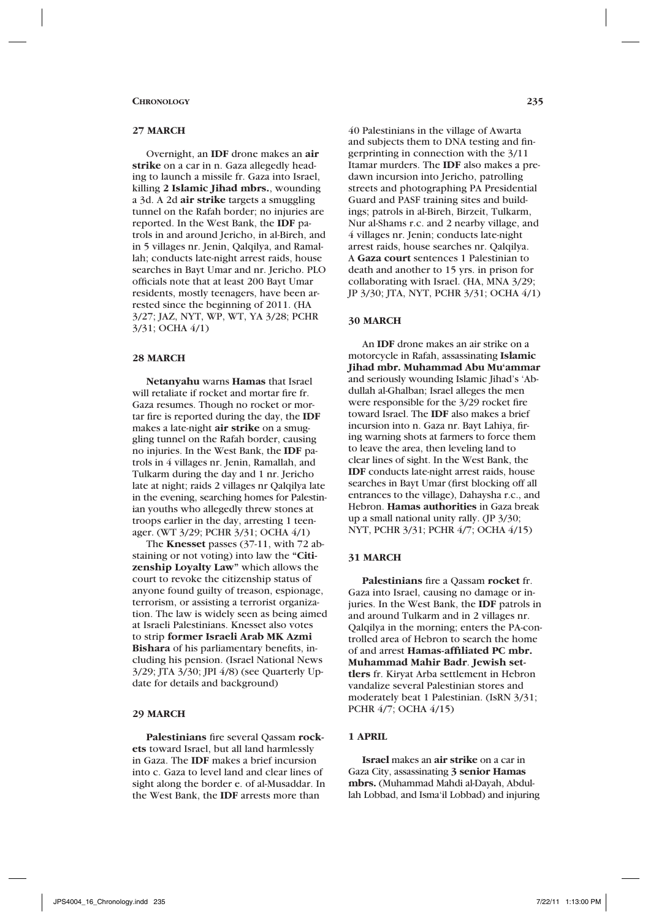## 27 MARCH

Overnight, an **IDF** drone makes an **air strike** on a car in n. Gaza allegedly heading to launch a missile fr. Gaza into Israel, killing **2 Islamic Jihad mbrs.**, wounding a 3d. A 2d **air strike** targets a smuggling tunnel on the Rafah border; no injuries are reported. In the West Bank, the **IDF** patrols in and around Jericho, in al-Bireh, and in 5 villages nr. Jenin, Qalqilya, and Ramallah; conducts late-night arrest raids, house searches in Bayt Umar and nr. Jericho. PLO officials note that at least 200 Bayt Umar residents, mostly teenagers, have been arrested since the beginning of 2011. (HA 3/27; JAZ, NYT, WP, WT, YA 3/28; PCHR 3/31; OCHA 4/1)

## 28 MARCH

**Netanyahu** warns **Hamas** that Israel will retaliate if rocket and mortar fire fr. Gaza resumes. Though no rocket or mortar fire is reported during the day, the **IDF** makes a late-night **air strike** on a smuggling tunnel on the Rafah border, causing no injuries. In the West Bank, the **IDF** patrols in 4 villages nr. Jenin, Ramallah, and Tulkarm during the day and 1 nr. Jericho late at night; raids 2 villages nr Qalqilya late in the evening, searching homes for Palestinian youths who allegedly threw stones at troops earlier in the day, arresting 1 teenager. (WT 3/29; PCHR 3/31; OCHA 4/1)

The **Knesset** passes (37-11, with 72 abstaining or not voting) into law the **"Citizenship Loyalty Law"** which allows the court to revoke the citizenship status of anyone found guilty of treason, espionage, terrorism, or assisting a terrorist organization. The law is widely seen as being aimed at Israeli Palestinians. Knesset also votes to strip **former Israeli Arab MK Azmi Bishara** of his parliamentary benefits, including his pension. (Israel National News 3/29; JTA 3/30; JPI 4/8) (see Quarterly Update for details and background)

## 29 MARCH

**Palestinians** fire several Qassam **rockets** toward Israel, but all land harmlessly in Gaza. The **IDF** makes a brief incursion into c. Gaza to level land and clear lines of sight along the border e. of al-Musaddar. In the West Bank, the **IDF** arrests more than 40 Palestinians in the village of Awarta and subjects them to DNA testing and fingerprinting in connection with the 3/11 Itamar murders. The **IDF** also makes a predawn incursion into Jericho, patrolling streets and photographing PA Presidential Guard and PASF training sites and buildings; patrols in al-Bireh, Birzeit, Tulkarm, Nur al-Shams r.c. and 2 nearby village, and 4 villages nr. Jenin; conducts late-night arrest raids, house searches nr. Qalqilya. A **Gaza court** sentences 1 Palestinian to death and another to 15 yrs. in prison for collaborating with Israel. (HA, MNA 3/29; JP 3/30; JTA, NYT, PCHR 3/31; OCHA 4/1)

## 30 MARCH

An **IDF** drone makes an air strike on a motorcycle in Rafah, assassinating **Islamic Jihad mbr. Muhammad Abu Mu'ammar** and seriously wounding Islamic Jihad's 'Abdullah al-Ghalban; Israel alleges the men were responsible for the 3/29 rocket fire toward Israel. The **IDF** also makes a brief incursion into n. Gaza nr. Bayt Lahiya, firing warning shots at farmers to force them to leave the area, then leveling land to clear lines of sight. In the West Bank, the **IDF** conducts late-night arrest raids, house searches in Bayt Umar (first blocking off all entrances to the village), Dahaysha r.c., and Hebron. **Hamas authorities** in Gaza break up a small national unity rally. (JP 3/30; NYT, PCHR 3/31; PCHR 4/7; OCHA 4/15)

## 31 MARCH

**Palestinians** fire a Qassam **rocket** fr. Gaza into Israel, causing no damage or injuries. In the West Bank, the **IDF** patrols in and around Tulkarm and in 2 villages nr. Qalqilya in the morning; enters the PA-controlled area of Hebron to search the home of and arrest **Hamas-affiliated PC mbr. Muhammad Mahir Badr**. **Jewish settlers** fr. Kiryat Arba settlement in Hebron vandalize several Palestinian stores and moderately beat 1 Palestinian. (IsRN 3/31; PCHR 4/7; OCHA 4/15)

## 1 APRIL

**Israel** makes an **air strike** on a car in Gaza City, assassinating **3 senior Hamas mbrs.** (Muhammad Mahdi al-Dayah, Abdullah Lobbad, and Isma'il Lobbad) and injuring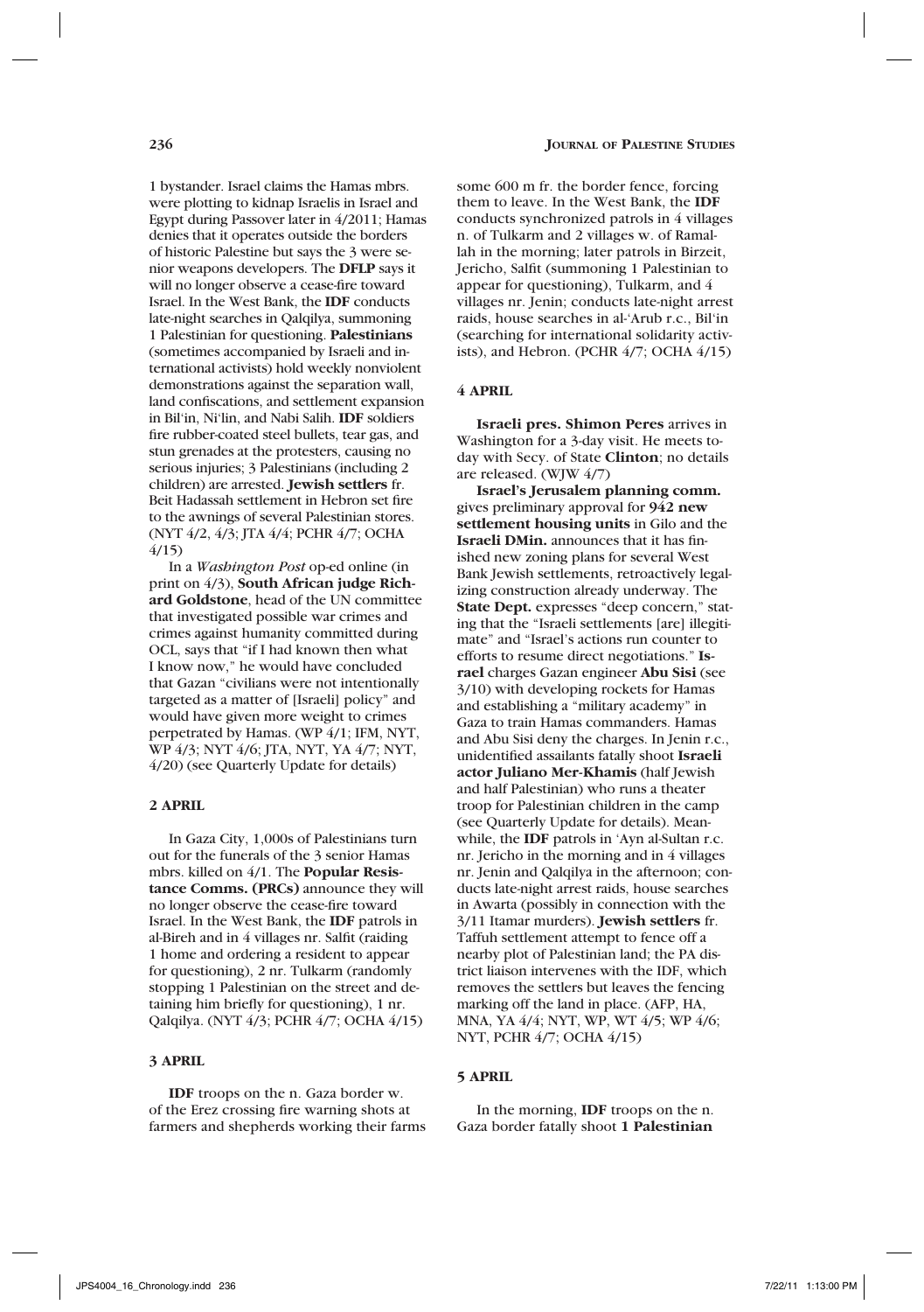1 bystander. Israel claims the Hamas mbrs. were plotting to kidnap Israelis in Israel and Egypt during Passover later in 4/2011; Hamas denies that it operates outside the borders of historic Palestine but says the 3 were senior weapons developers. The **DFLP** says it will no longer observe a cease-fire toward Israel. In the West Bank, the **IDF** conducts late-night searches in Qalqilya, summoning 1 Palestinian for questioning. **Palestinians** (sometimes accompanied by Israeli and international activists) hold weekly nonviolent demonstrations against the separation wall, land confiscations, and settlement expansion in Bil'in, Ni'lin, and Nabi Salih. **IDF** soldiers fire rubber-coated steel bullets, tear gas, and stun grenades at the protesters, causing no serious injuries; 3 Palestinians (including 2 children) are arrested. **Jewish settlers** fr. Beit Hadassah settlement in Hebron set fire to the awnings of several Palestinian stores. (NYT 4/2, 4/3; JTA 4/4; PCHR 4/7; OCHA 4/15)

In a *Washington Post* op-ed online (in print on 4/3), **South African judge Richard Goldstone**, head of the UN committee that investigated possible war crimes and crimes against humanity committed during OCL, says that "if I had known then what I know now," he would have concluded that Gazan "civilians were not intentionally targeted as a matter of [Israeli] policy" and would have given more weight to crimes perpetrated by Hamas. (WP 4/1; IFM, NYT, WP 4/3; NYT 4/6; JTA, NYT, YA 4/7; NYT, 4/20) (see Quarterly Update for details)

### 2 APRIL

In Gaza City, 1,000s of Palestinians turn out for the funerals of the 3 senior Hamas mbrs. killed on 4/1. The **Popular Resistance Comms. (PRCs)** announce they will no longer observe the cease-fire toward Israel. In the West Bank, the **IDF** patrols in al-Bireh and in 4 villages nr. Salfit (raiding 1 home and ordering a resident to appear for questioning), 2 nr. Tulkarm (randomly stopping 1 Palestinian on the street and detaining him briefly for questioning), 1 nr. Qalqilya. (NYT 4/3; PCHR 4/7; OCHA 4/15)

### 3 APRIL

**IDF** troops on the n. Gaza border w. of the Erez crossing fire warning shots at farmers and shepherds working their farms some 600 m fr. the border fence, forcing them to leave. In the West Bank, the **IDF** conducts synchronized patrols in 4 villages n. of Tulkarm and 2 villages w. of Ramallah in the morning; later patrols in Birzeit, Jericho, Salfit (summoning 1 Palestinian to appear for questioning), Tulkarm, and 4 villages nr. Jenin; conducts late-night arrest raids, house searches in al-'Arub r.c., Bil'in (searching for international solidarity activists), and Hebron. (PCHR 4/7; OCHA 4/15)

### 4 APRIL

**Israeli pres. Shimon Peres** arrives in Washington for a 3-day visit. He meets today with Secy. of State **Clinton**; no details are released. (WJW 4/7)

**Israel's Jerusalem planning comm.** gives preliminary approval for **942 new settlement housing units** in Gilo and the **Israeli DMin.** announces that it has finished new zoning plans for several West Bank Jewish settlements, retroactively legalizing construction already underway. The **State Dept.** expresses "deep concern," stating that the "Israeli settlements [are] illegitimate" and "Israel's actions run counter to efforts to resume direct negotiations." **Israel** charges Gazan engineer **Abu Sisi** (see 3/10) with developing rockets for Hamas and establishing a "military academy" in Gaza to train Hamas commanders. Hamas and Abu Sisi deny the charges. In Jenin r.c., unidentified assailants fatally shoot **Israeli actor Juliano Mer-Khamis** (half Jewish and half Palestinian) who runs a theater troop for Palestinian children in the camp (see Quarterly Update for details). Meanwhile, the **IDF** patrols in 'Ayn al-Sultan r.c. nr. Jericho in the morning and in 4 villages nr. Jenin and Qalqilya in the afternoon; conducts late-night arrest raids, house searches in Awarta (possibly in connection with the 3/11 Itamar murders). **Jewish settlers** fr. Taffuh settlement attempt to fence off a nearby plot of Palestinian land; the PA district liaison intervenes with the IDF, which removes the settlers but leaves the fencing marking off the land in place. (AFP, HA, MNA, YA 4/4; NYT, WP, WT 4/5; WP 4/6; NYT, PCHR 4/7; OCHA 4/15)

### 5 APRIL

In the morning, **IDF** troops on the n. Gaza border fatally shoot **1 Palestinian**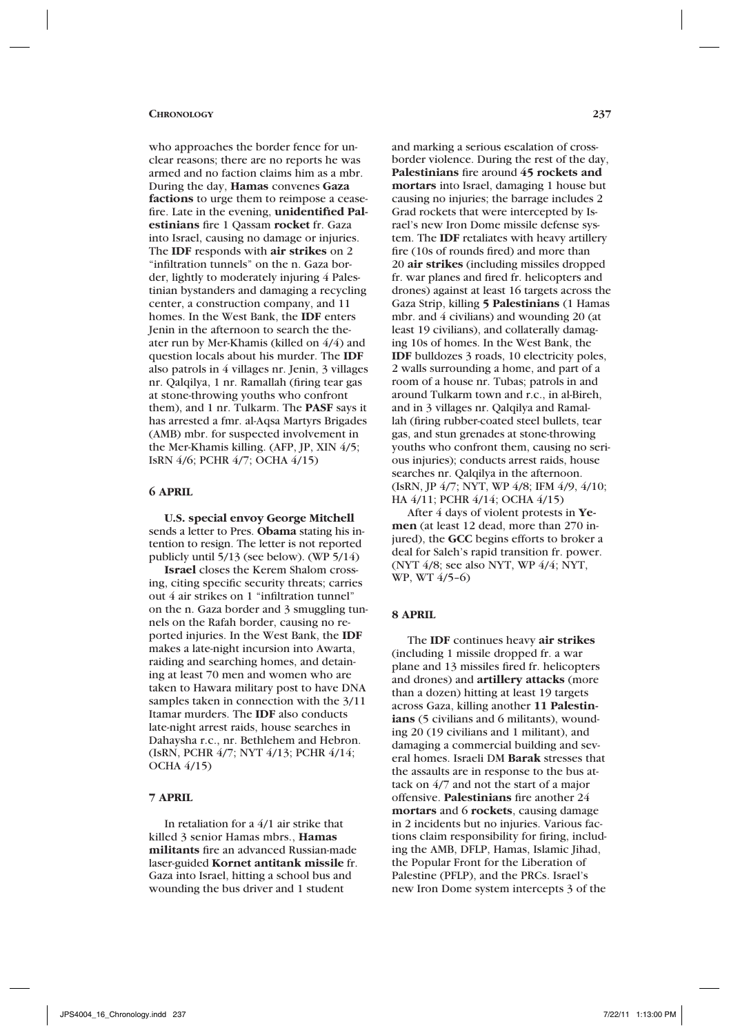who approaches the border fence for unclear reasons; there are no reports he was armed and no faction claims him as a mbr. During the day, **Hamas** convenes **Gaza factions** to urge them to reimpose a ceasefire. Late in the evening, **unidentified Palestinians** fire 1 Qassam **rocket** fr. Gaza into Israel, causing no damage or injuries. The **IDF** responds with **air strikes** on 2 "infiltration tunnels" on the n. Gaza border, lightly to moderately injuring 4 Palestinian bystanders and damaging a recycling center, a construction company, and 11 homes. In the West Bank, the **IDF** enters Jenin in the afternoon to search the theater run by Mer-Khamis (killed on 4/4) and question locals about his murder. The **IDF** also patrols in 4 villages nr. Jenin, 3 villages nr. Qalqilya, 1 nr. Ramallah (firing tear gas at stone-throwing youths who confront them), and 1 nr. Tulkarm. The **PASF** says it has arrested a fmr. al-Aqsa Martyrs Brigades (AMB) mbr. for suspected involvement in the Mer-Khamis killing. (AFP, JP, XIN 4/5; IsRN 4/6; PCHR 4/7; OCHA 4/15)

### 6 APRIL

**U.S. special envoy George Mitchell** sends a letter to Pres. **Obama** stating his intention to resign. The letter is not reported publicly until 5/13 (see below). (WP 5/14)

**Israel** closes the Kerem Shalom crossing, citing specific security threats; carries out 4 air strikes on 1 "infiltration tunnel" on the n. Gaza border and 3 smuggling tunnels on the Rafah border, causing no reported injuries. In the West Bank, the **IDF** makes a late-night incursion into Awarta, raiding and searching homes, and detaining at least 70 men and women who are taken to Hawara military post to have DNA samples taken in connection with the 3/11 Itamar murders. The **IDF** also conducts late-night arrest raids, house searches in Dahaysha r.c., nr. Bethlehem and Hebron. (IsRN, PCHR 4/7; NYT 4/13; PCHR 4/14; OCHA 4/15)

### 7 APRIL

In retaliation for a 4/1 air strike that killed 3 senior Hamas mbrs., **Hamas militants** fire an advanced Russian-made laser-guided **Kornet antitank missile** fr. Gaza into Israel, hitting a school bus and wounding the bus driver and 1 student and marking a serious escalation of cross-border violence. During the rest of the day, **Palestinians** fire around **45 rockets and mortars** into Israel, damaging 1 house but causing no injuries; the barrage includes 2 Grad rockets that were intercepted by Israel's new Iron Dome missile defense system. The **IDF** retaliates with heavy artillery fire (10s of rounds fired) and more than 20 **air strikes** (including missiles dropped fr. war planes and fired fr. helicopters and drones) against at least 16 targets across the Gaza Strip, killing **5 Palestinians** (1 Hamas mbr. and 4 civilians) and wounding 20 (at least 19 civilians), and collaterally damaging 10s of homes. In the West Bank, the **IDF** bulldozes 3 roads, 10 electricity poles, 2 walls surrounding a home, and part of a room of a house nr. Tubas; patrols in and around Tulkarm town and r.c., in al-Bireh, and in 3 villages nr. Qalqilya and Ramallah (firing rubber-coated steel bullets, tear gas, and stun grenades at stone-throwing youths who confront them, causing no serious injuries); conducts arrest raids, house searches nr. Qalqilya in the afternoon. (IsRN, JP 4/7; NYT, WP 4/8; IFM 4/9, 4/10; HA 4/11; PCHR 4/14; OCHA 4/15)

After 4 days of violent protests in **Yemen** (at least 12 dead, more than 270 injured), the **GCC** begins efforts to broker a deal for Saleh's rapid transition fr. power. (NYT 4/8; see also NYT, WP 4/4; NYT, WP, WT 4/5–6)

### 8 APRIL

The **IDF** continues heavy **air strikes** (including 1 missile dropped fr. a war plane and 13 missiles fired fr. helicopters and drones) and **artillery attacks** (more than a dozen) hitting at least 19 targets across Gaza, killing another **11 Palestinians** (5 civilians and 6 militants), wounding 20 (19 civilians and 1 militant), and damaging a commercial building and several homes. Israeli DM **Barak** stresses that the assaults are in response to the bus attack on 4/7 and not the start of a major offensive. **Palestinians** fire another 24 **mortars** and 6 **rockets**, causing damage in 2 incidents but no injuries. Various factions claim responsibility for firing, including the AMB, DFLP, Hamas, Islamic Jihad, the Popular Front for the Liberation of Palestine (PFLP), and the PRCs. Israel's new Iron Dome system intercepts 3 of the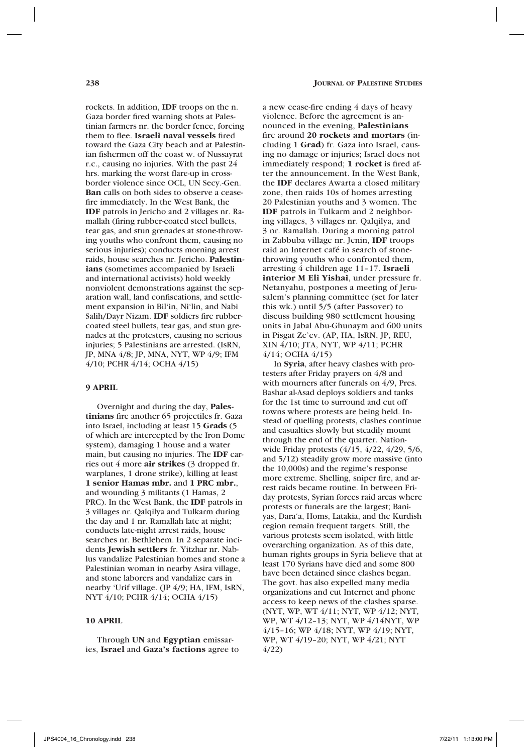rockets. In addition, **IDF** troops on the n. Gaza border fired warning shots at Palestinian farmers nr. the border fence, forcing them to flee. **Israeli naval vessels** fired toward the Gaza City beach and at Palestinian fishermen off the coast w. of Nussayrat r.c., causing no injuries. With the past 24 hrs. marking the worst flare-up in cross-border violence since OCL, UN Secy.-Gen. **Ban** calls on both sides to observe a cease-fire immediately. In the West Bank, the **IDF** patrols in Jericho and 2 villages nr. Ramallah (firing rubber-coated steel bullets, tear gas, and stun grenades at stone-throwing youths who confront them, causing no serious injuries); conducts morning arrest raids, house searches nr. Jericho. **Palestinians** (sometimes accompanied by Israeli and international activists) hold weekly nonviolent demonstrations against the separation wall, land confiscations, and settlement expansion in Bil'in, Ni'lin, and Nabi Salih/Dayr Nizam. **IDF** soldiers fire rubber-coated steel bullets, tear gas, and stun grenades at the protesters, causing no serious injuries; 5 Palestinians are arrested. (IsRN, JP, MNA 4/8; JP, MNA, NYT, WP 4/9; IFM 4/10; PCHR 4/14; OCHA 4/15)

### 9 APRIL

Overnight and during the day, **Palestinians** fire another 65 projectiles fr. Gaza into Israel, including at least 15 **Grads** (5 of which are intercepted by the Iron Dome system), damaging 1 house and a water main, but causing no injuries. The **IDF** carries out 4 more **air strikes** (3 dropped fr. warplanes, 1 drone strike), killing at least **1 senior Hamas mbr.** and **1 PRC mbr.**, and wounding 3 militants (1 Hamas, 2 PRC). In the West Bank, the **IDF** patrols in 3 villages nr. Qalqilya and Tulkarm during the day and 1 nr. Ramallah late at night; conducts late-night arrest raids, house searches nr. Bethlehem. In 2 separate incidents **Jewish settlers** fr. Yitzhar nr. Nablus vandalize Palestinian homes and stone a Palestinian woman in nearby Asira village, and stone laborers and vandalize cars in nearby 'Urif village. (JP 4/9; HA, IFM, IsRN, NYT 4/10; PCHR 4/14; OCHA 4/15)

### 10 APRIL

Through **UN** and **Egyptian** emissaries, **Israel** and **Gaza's factions** agree to a new cease-fire ending 4 days of heavy violence. Before the agreement is announced in the evening, **Palestinians** fire around **20 rockets and mortars** (including 1 **Grad**) fr. Gaza into Israel, causing no damage or injuries; Israel does not immediately respond; **1 rocket** is fired after the announcement. In the West Bank, the **IDF** declares Awarta a closed military zone, then raids 10s of homes arresting 20 Palestinian youths and 3 women. The **IDF** patrols in Tulkarm and 2 neighboring villages, 3 villages nr. Qalqilya, and 3 nr. Ramallah. During a morning patrol in Zabbuba village nr. Jenin, **IDF** troops raid an Internet café in search of stone-throwing youths who confronted them, arresting 4 children age 11–17. **Israeli interior M Eli Yishai**, under pressure fr. Netanyahu, postpones a meeting of Jerusalem's planning committee (set for later this wk.) until 5/5 (after Passover) to discuss building 980 settlement housing units in Jabal Abu-Ghunaym and 600 units in Pisgat Ze'ev. (AP, HA, IsRN, JP, REU, XIN 4/10; JTA, NYT, WP 4/11; PCHR 4/14; OCHA 4/15)

In **Syria**, after heavy clashes with protesters after Friday prayers on 4/8 and with mourners after funerals on 4/9, Pres. Bashar al-Asad deploys soldiers and tanks for the 1st time to surround and cut off towns where protests are being held. Instead of quelling protests, clashes continue and casualties slowly but steadily mount through the end of the quarter. Nationwide Friday protests (4/15, 4/22, 4/29, 5/6, and 5/12) steadily grow more massive (into the 10,000s) and the regime's response more extreme. Shelling, sniper fire, and arrest raids became routine. In between Friday protests, Syrian forces raid areas where protests or funerals are the largest; Baniyas, Dara'a, Homs, Latakia, and the Kurdish region remain frequent targets. Still, the various protests seem isolated, with little overarching organization. As of this date, human rights groups in Syria believe that at least 170 Syrians have died and some 800 have been detained since clashes began. The govt. has also expelled many media organizations and cut Internet and phone access to keep news of the clashes sparse. (NYT, WP, WT 4/11; NYT, WP 4/12; NYT, WP, WT 4/12–13; NYT, WP 4/14NYT, WP 4/15–16; WP 4/18; NYT, WP 4/19; NYT, WP, WT 4/19–20; NYT, WP 4/21; NYT 4/22)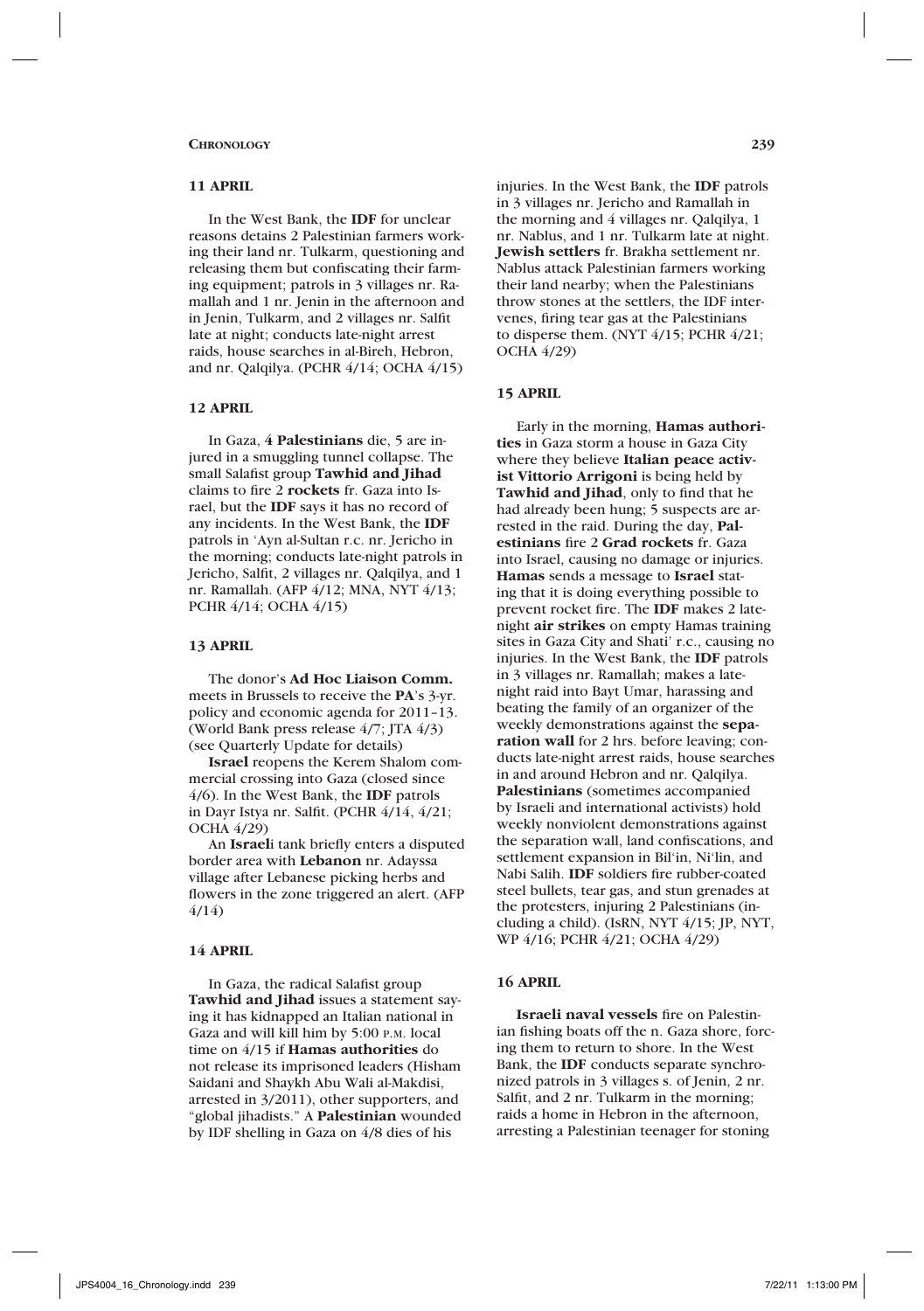### 11 APRIL

In the West Bank, the **IDF** for unclear reasons detains 2 Palestinian farmers working their land nr. Tulkarm, questioning and releasing them but confiscating their farming equipment; patrols in 3 villages nr. Ramallah and 1 nr. Jenin in the afternoon and in Jenin, Tulkarm, and 2 villages nr. Salfit late at night; conducts late-night arrest raids, house searches in al-Bireh, Hebron, and nr. Qalqilya. (PCHR 4/14; OCHA 4/15)

### 12 APRIL

In Gaza, **4 Palestinians** die, 5 are injured in a smuggling tunnel collapse. The small Salafist group **Tawhid and Jihad** claims to fire 2 **rockets** fr. Gaza into Israel, but the **IDF** says it has no record of any incidents. In the West Bank, the **IDF** patrols in 'Ayn al-Sultan r.c. nr. Jericho in the morning; conducts late-night patrols in Jericho, Salfit, 2 villages nr. Qalqilya, and 1 nr. Ramallah. (AFP 4/12; MNA, NYT 4/13; PCHR 4/14; OCHA 4/15)

### 13 APRIL

The donor's **Ad Hoc Liaison Comm.** meets in Brussels to receive the **PA**'s 3-yr. policy and economic agenda for 2011–13. (World Bank press release 4/7; JTA 4/3) (see Quarterly Update for details)

**Israel** reopens the Kerem Shalom commercial crossing into Gaza (closed since 4/6). In the West Bank, the **IDF** patrols in Dayr Istya nr. Salfit. (PCHR 4/14, 4/21; OCHA 4/29)

An **Israel**i tank briefly enters a disputed border area with **Lebanon** nr. Adayssa village after Lebanese picking herbs and flowers in the zone triggered an alert. (AFP 4/14)

### 14 APRIL

In Gaza, the radical Salafist group **Tawhid and Jihad** issues a statement saying it has kidnapped an Italian national in Gaza and will kill him by 5:00 P.M. local time on 4/15 if **Hamas authorities** do not release its imprisoned leaders (Hisham Saidani and Shaykh Abu Wali al-Makdisi, arrested in 3/2011), other supporters, and "global jihadists." A **Palestinian** wounded by IDF shelling in Gaza on 4/8 dies of his injuries. In the West Bank, the **IDF** patrols in 3 villages nr. Jericho and Ramallah in the morning and 4 villages nr. Qalqilya, 1 nr. Nablus, and 1 nr. Tulkarm late at night. **Jewish settlers** fr. Brakha settlement nr. Nablus attack Palestinian farmers working their land nearby; when the Palestinians throw stones at the settlers, the IDF intervenes, firing tear gas at the Palestinians to disperse them. (NYT 4/15; PCHR 4/21; OCHA 4/29)

### 15 APRIL

Early in the morning, **Hamas authorities** in Gaza storm a house in Gaza City where they believe **Italian peace activist Vittorio Arrigoni** is being held by **Tawhid and Jihad**, only to find that he had already been hung; 5 suspects are arrested in the raid. During the day, **Palestinians** fire 2 **Grad rockets** fr. Gaza into Israel, causing no damage or injuries. **Hamas** sends a message to **Israel** stating that it is doing everything possible to prevent rocket fire. The **IDF** makes 2 late-night **air strikes** on empty Hamas training sites in Gaza City and Shati' r.c., causing no injuries. In the West Bank, the **IDF** patrols in 3 villages nr. Ramallah; makes a late-night raid into Bayt Umar, harassing and beating the family of an organizer of the weekly demonstrations against the **separation wall** for 2 hrs. before leaving; conducts late-night arrest raids, house searches in and around Hebron and nr. Qalqilya. **Palestinians** (sometimes accompanied by Israeli and international activists) hold weekly nonviolent demonstrations against the separation wall, land confiscations, and settlement expansion in Bil'in, Ni'lin, and Nabi Salih. **IDF** soldiers fire rubber-coated steel bullets, tear gas, and stun grenades at the protesters, injuring 2 Palestinians (including a child). (IsRN, NYT 4/15; JP, NYT, WP 4/16; PCHR 4/21; OCHA 4/29)

### 16 APRIL

**Israeli naval vessels** fire on Palestinian fishing boats off the n. Gaza shore, forcing them to return to shore. In the West Bank, the **IDF** conducts separate synchronized patrols in 3 villages s. of Jenin, 2 nr. Salfit, and 2 nr. Tulkarm in the morning; raids a home in Hebron in the afternoon, arresting a Palestinian teenager for stoning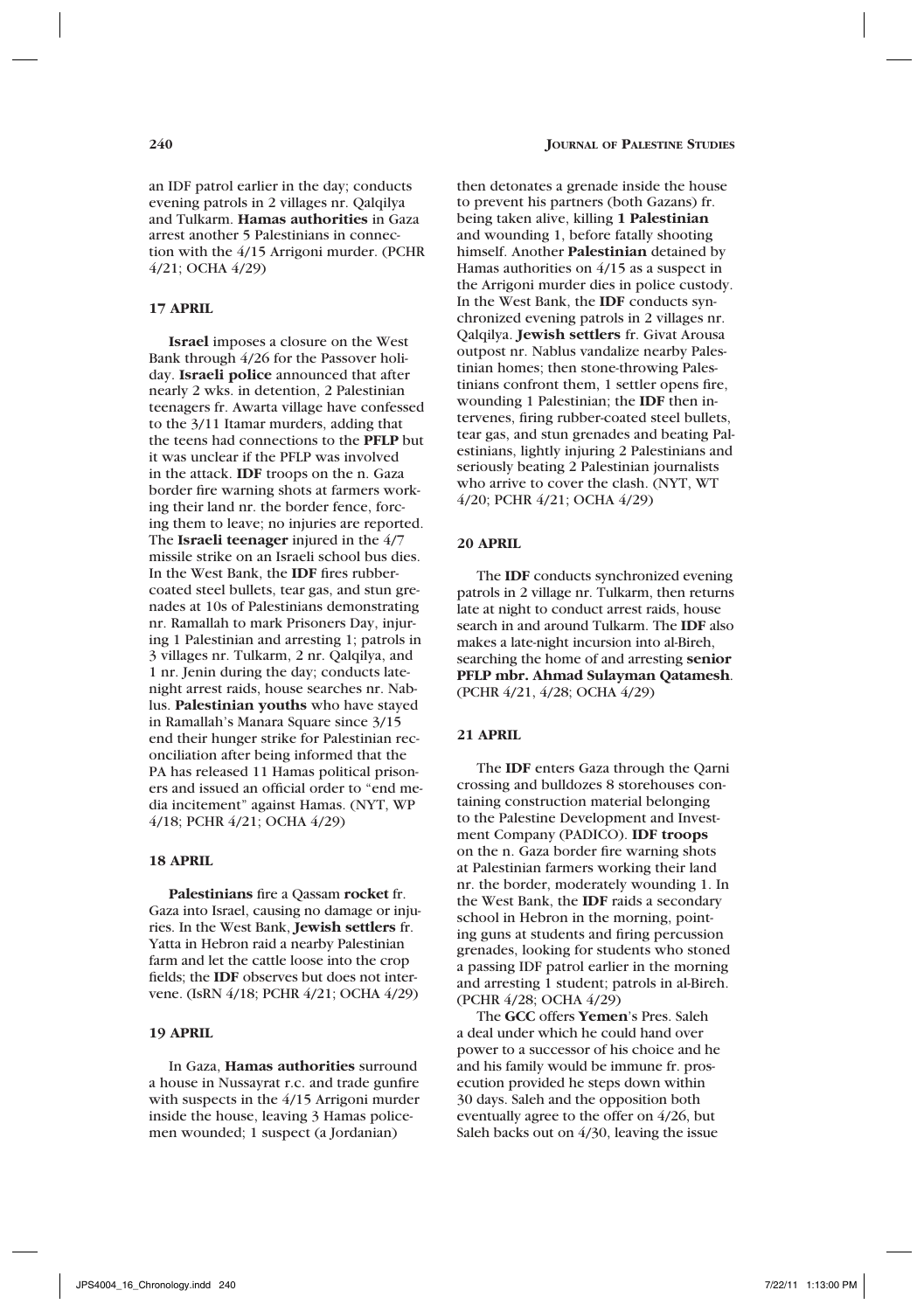an IDF patrol earlier in the day; conducts evening patrols in 2 villages nr. Qalqilya and Tulkarm. **Hamas authorities** in Gaza arrest another 5 Palestinians in connection with the 4/15 Arrigoni murder. (PCHR 4/21; OCHA 4/29)

## 17 APRIL

**Israel** imposes a closure on the West Bank through 4/26 for the Passover holiday. **Israeli police** announced that after nearly 2 wks. in detention, 2 Palestinian teenagers fr. Awarta village have confessed to the 3/11 Itamar murders, adding that the teens had connections to the **PFLP** but it was unclear if the PFLP was involved in the attack. **IDF** troops on the n. Gaza border fire warning shots at farmers working their land nr. the border fence, forcing them to leave; no injuries are reported. The **Israeli teenager** injured in the 4/7 missile strike on an Israeli school bus dies. In the West Bank, the **IDF** fires rubber-coated steel bullets, tear gas, and stun grenades at 10s of Palestinians demonstrating nr. Ramallah to mark Prisoners Day, injuring 1 Palestinian and arresting 1; patrols in 3 villages nr. Tulkarm, 2 nr. Qalqilya, and 1 nr. Jenin during the day; conducts late-night arrest raids, house searches nr. Nablus. **Palestinian youths** who have stayed in Ramallah's Manara Square since 3/15 end their hunger strike for Palestinian reconciliation after being informed that the PA has released 11 Hamas political prisoners and issued an official order to "end media incitement" against Hamas. (NYT, WP 4/18; PCHR 4/21; OCHA 4/29)

## 18 APRIL

**Palestinians** fire a Qassam **rocket** fr. Gaza into Israel, causing no damage or injuries. In the West Bank, **Jewish settlers** fr. Yatta in Hebron raid a nearby Palestinian farm and let the cattle loose into the crop fields; the **IDF** observes but does not intervene. (IsRN 4/18; PCHR 4/21; OCHA 4/29)

## 19 APRIL

In Gaza, **Hamas authorities** surround a house in Nussayrat r.c. and trade gunfire with suspects in the 4/15 Arrigoni murder inside the house, leaving 3 Hamas policemen wounded; 1 suspect (a Jordanian) then detonates a grenade inside the house to prevent his partners (both Gazans) fr. being taken alive, killing **1 Palestinian** and wounding 1, before fatally shooting himself. Another **Palestinian** detained by Hamas authorities on 4/15 as a suspect in the Arrigoni murder dies in police custody. In the West Bank, the **IDF** conducts synchronized evening patrols in 2 villages nr. Qalqilya. **Jewish settlers** fr. Givat Arousa outpost nr. Nablus vandalize nearby Palestinian homes; then stone-throwing Palestinians confront them, 1 settler opens fire, wounding 1 Palestinian; the **IDF** then intervenes, firing rubber-coated steel bullets, tear gas, and stun grenades and beating Palestinians, lightly injuring 2 Palestinians and seriously beating 2 Palestinian journalists who arrive to cover the clash. (NYT, WT 4/20; PCHR 4/21; OCHA 4/29)

## 20 APRIL

The **IDF** conducts synchronized evening patrols in 2 village nr. Tulkarm, then returns late at night to conduct arrest raids, house search in and around Tulkarm. The **IDF** also makes a late-night incursion into al-Bireh, searching the home of and arresting **senior PFLP mbr. Ahmad Sulayman Qatamesh**. (PCHR 4/21, 4/28; OCHA 4/29)

## 21 APRIL

The **IDF** enters Gaza through the Qarni crossing and bulldozes 8 storehouses containing construction material belonging to the Palestine Development and Investment Company (PADICO). **IDF troops** on the n. Gaza border fire warning shots at Palestinian farmers working their land nr. the border, moderately wounding 1. In the West Bank, the **IDF** raids a secondary school in Hebron in the morning, pointing guns at students and firing percussion grenades, looking for students who stoned a passing IDF patrol earlier in the morning and arresting 1 student; patrols in al-Bireh. (PCHR 4/28; OCHA 4/29)

The **GCC** offers **Yemen**'s Pres. Saleh a deal under which he could hand over power to a successor of his choice and he and his family would be immune fr. prosecution provided he steps down within 30 days. Saleh and the opposition both eventually agree to the offer on 4/26, but Saleh backs out on 4/30, leaving the issue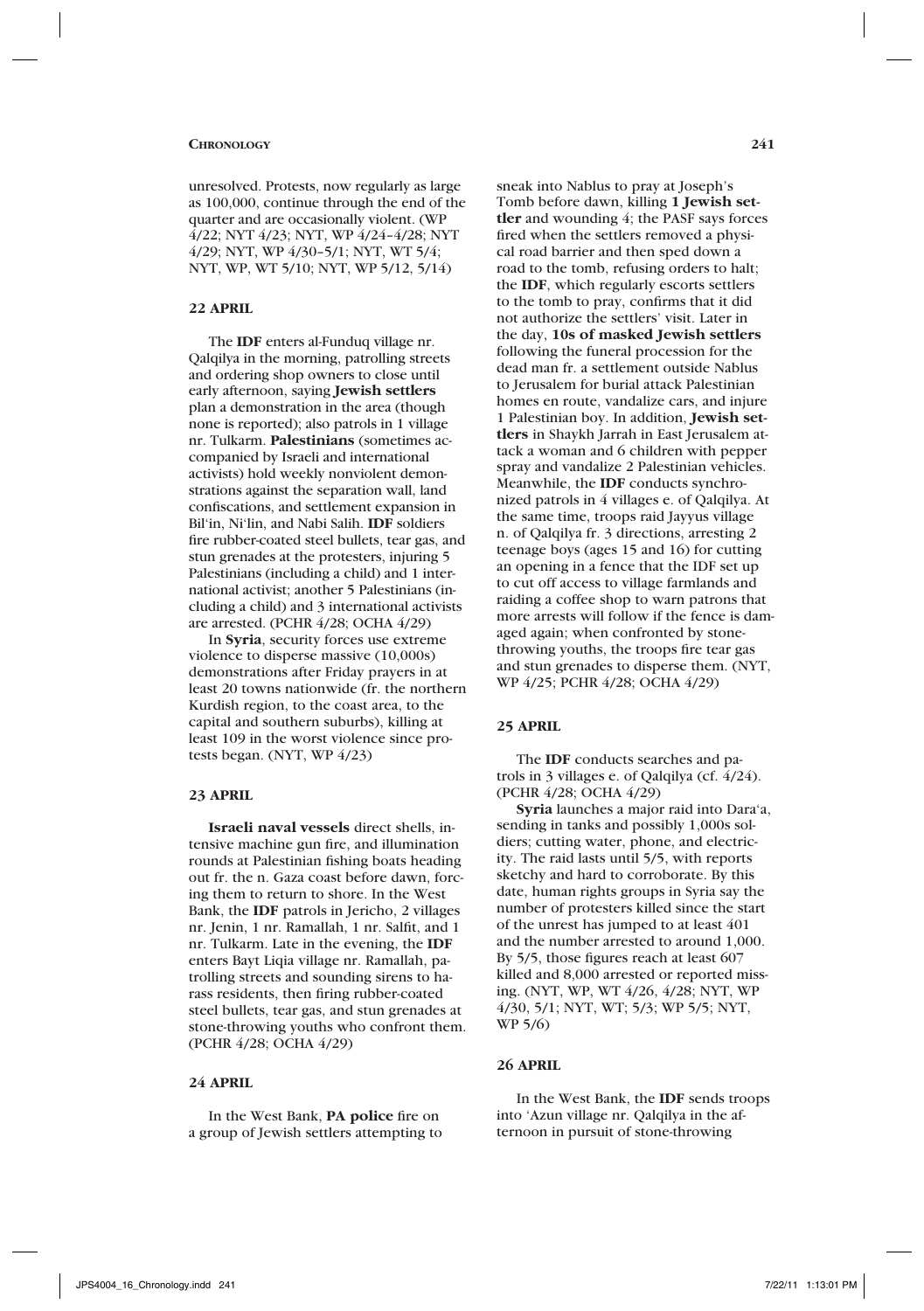unresolved. Protests, now regularly as large as 100,000, continue through the end of the quarter and are occasionally violent. (WP 4/22; NYT 4/23; NYT, WP 4/24–4/28; NYT 4/29; NYT, WP 4/30–5/1; NYT, WT 5/4; NYT, WP, WT 5/10; NYT, WP 5/12, 5/14)

### 22 APRIL

The **IDF** enters al-Funduq village nr. Qalqilya in the morning, patrolling streets and ordering shop owners to close until early afternoon, saying **Jewish settlers** plan a demonstration in the area (though none is reported); also patrols in 1 village nr. Tulkarm. **Palestinians** (sometimes accompanied by Israeli and international activists) hold weekly nonviolent demonstrations against the separation wall, land confiscations, and settlement expansion in Bil'in, Ni'lin, and Nabi Salih. **IDF** soldiers fire rubber-coated steel bullets, tear gas, and stun grenades at the protesters, injuring 5 Palestinians (including a child) and 1 international activist; another 5 Palestinians (including a child) and 3 international activists are arrested. (PCHR 4/28; OCHA 4/29)

In **Syria**, security forces use extreme violence to disperse massive (10,000s) demonstrations after Friday prayers in at least 20 towns nationwide (fr. the northern Kurdish region, to the coast area, to the capital and southern suburbs), killing at least 109 in the worst violence since protests began. (NYT, WP 4/23)

### 23 APRIL

**Israeli naval vessels** direct shells, intensive machine gun fire, and illumination rounds at Palestinian fishing boats heading out fr. the n. Gaza coast before dawn, forcing them to return to shore. In the West Bank, the **IDF** patrols in Jericho, 2 villages nr. Jenin, 1 nr. Ramallah, 1 nr. Salfit, and 1 nr. Tulkarm. Late in the evening, the **IDF** enters Bayt Liqia village nr. Ramallah, patrolling streets and sounding sirens to harass residents, then firing rubber-coated steel bullets, tear gas, and stun grenades at stone-throwing youths who confront them. (PCHR 4/28; OCHA 4/29)

### 24 APRIL

In the West Bank, **PA police** fire on a group of Jewish settlers attempting to sneak into Nablus to pray at Joseph's Tomb before dawn, killing **1 Jewish settler** and wounding 4; the PASF says forces fired when the settlers removed a physical road barrier and then sped down a road to the tomb, refusing orders to halt; the **IDF**, which regularly escorts settlers to the tomb to pray, confirms that it did not authorize the settlers' visit. Later in the day, **10s of masked Jewish settlers** following the funeral procession for the dead man fr. a settlement outside Nablus to Jerusalem for burial attack Palestinian homes en route, vandalize cars, and injure 1 Palestinian boy. In addition, **Jewish settlers** in Shaykh Jarrah in East Jerusalem attack a woman and 6 children with pepper spray and vandalize 2 Palestinian vehicles. Meanwhile, the **IDF** conducts synchronized patrols in 4 villages e. of Qalqilya. At the same time, troops raid Jayyus village n. of Qalqilya fr. 3 directions, arresting 2 teenage boys (ages 15 and 16) for cutting an opening in a fence that the IDF set up to cut off access to village farmlands and raiding a coffee shop to warn patrons that more arrests will follow if the fence is damaged again; when confronted by stone-throwing youths, the troops fire tear gas and stun grenades to disperse them. (NYT, WP 4/25; PCHR 4/28; OCHA 4/29)

### 25 APRIL

The **IDF** conducts searches and patrols in 3 villages e. of Qalqilya (cf. 4/24). (PCHR 4/28; OCHA 4/29)

**Syria** launches a major raid into Dara'a, sending in tanks and possibly 1,000s soldiers; cutting water, phone, and electricity. The raid lasts until 5/5, with reports sketchy and hard to corroborate. By this date, human rights groups in Syria say the number of protesters killed since the start of the unrest has jumped to at least 401 and the number arrested to around 1,000. By 5/5, those figures reach at least 607 killed and 8,000 arrested or reported missing. (NYT, WP, WT 4/26, 4/28; NYT, WP 4/30, 5/1; NYT, WT; 5/3; WP 5/5; NYT, WP 5/6)

### 26 APRIL

In the West Bank, the **IDF** sends troops into 'Azun village nr. Qalqilya in the afternoon in pursuit of stone-throwing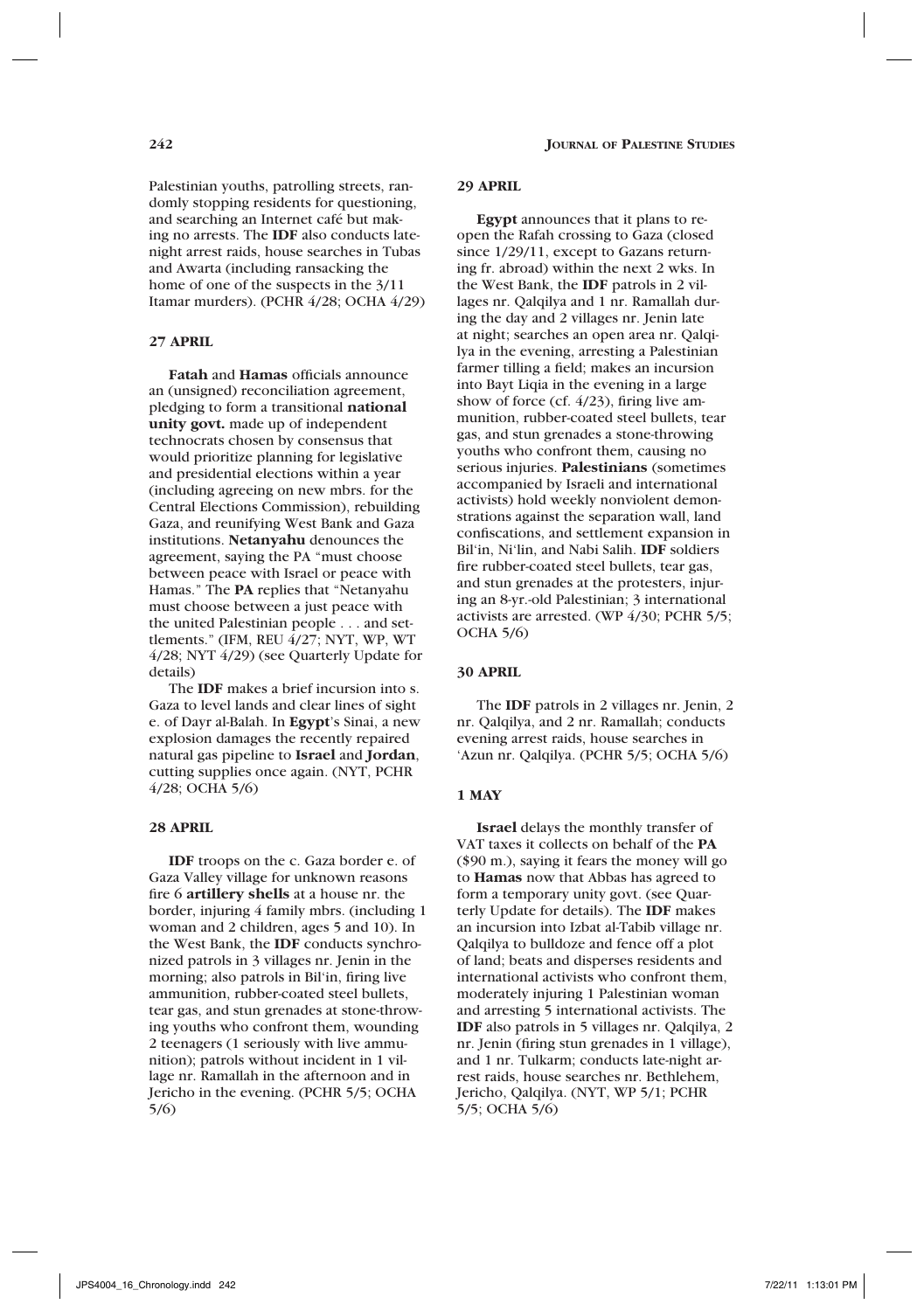Palestinian youths, patrolling streets, randomly stopping residents for questioning, and searching an Internet café but making no arrests. The **IDF** also conducts late-night arrest raids, house searches in Tubas and Awarta (including ransacking the home of one of the suspects in the 3/11 Itamar murders). (PCHR 4/28; OCHA 4/29)

### 27 APRIL

**Fatah** and **Hamas** officials announce an (unsigned) reconciliation agreement, pledging to form a transitional **national unity govt.** made up of independent technocrats chosen by consensus that would prioritize planning for legislative and presidential elections within a year (including agreeing on new mbrs. for the Central Elections Commission), rebuilding Gaza, and reunifying West Bank and Gaza institutions. **Netanyahu** denounces the agreement, saying the PA "must choose between peace with Israel or peace with Hamas." The **PA** replies that "Netanyahu must choose between a just peace with the united Palestinian people . . . and settlements." (IFM, REU 4/27; NYT, WP, WT 4/28; NYT 4/29) (see Quarterly Update for details)

The **IDF** makes a brief incursion into s. Gaza to level lands and clear lines of sight e. of Dayr al-Balah. In **Egypt**'s Sinai, a new explosion damages the recently repaired natural gas pipeline to **Israel** and **Jordan**, cutting supplies once again. (NYT, PCHR 4/28; OCHA 5/6)

### 28 APRIL

**IDF** troops on the c. Gaza border e. of Gaza Valley village for unknown reasons fire 6 **artillery shells** at a house nr. the border, injuring 4 family mbrs. (including 1 woman and 2 children, ages 5 and 10). In the West Bank, the **IDF** conducts synchronized patrols in 3 villages nr. Jenin in the morning; also patrols in Bil'in, firing live ammunition, rubber-coated steel bullets, tear gas, and stun grenades at stone-throwing youths who confront them, wounding 2 teenagers (1 seriously with live ammunition); patrols without incident in 1 village nr. Ramallah in the afternoon and in Jericho in the evening. (PCHR 5/5; OCHA 5/6)

### 29 APRIL

**Egypt** announces that it plans to reopen the Rafah crossing to Gaza (closed since 1/29/11, except to Gazans returning fr. abroad) within the next 2 wks. In the West Bank, the **IDF** patrols in 2 villages nr. Qalqilya and 1 nr. Ramallah during the day and 2 villages nr. Jenin late at night; searches an open area nr. Qalqilya in the evening, arresting a Palestinian farmer tilling a field; makes an incursion into Bayt Liqia in the evening in a large show of force (cf. 4/23), firing live ammunition, rubber-coated steel bullets, tear gas, and stun grenades a stone-throwing youths who confront them, causing no serious injuries. **Palestinians** (sometimes accompanied by Israeli and international activists) hold weekly nonviolent demonstrations against the separation wall, land confiscations, and settlement expansion in Bil'in, Ni'lin, and Nabi Salih. **IDF** soldiers fire rubber-coated steel bullets, tear gas, and stun grenades at the protesters, injuring an 8-yr.-old Palestinian; 3 international activists are arrested. (WP 4/30; PCHR 5/5; OCHA 5/6)

### 30 APRIL

The **IDF** patrols in 2 villages nr. Jenin, 2 nr. Qalqilya, and 2 nr. Ramallah; conducts evening arrest raids, house searches in 'Azun nr. Qalqilya. (PCHR 5/5; OCHA 5/6)

### 1 MAY

**Israel** delays the monthly transfer of VAT taxes it collects on behalf of the **PA** ($90 m.), saying it fears the money will go to **Hamas** now that Abbas has agreed to form a temporary unity govt. (see Quarterly Update for details). The **IDF** makes an incursion into Izbat al-Tabib village nr. Qalqilya to bulldoze and fence off a plot of land; beats and disperses residents and international activists who confront them, moderately injuring 1 Palestinian woman and arresting 5 international activists. The **IDF** also patrols in 5 villages nr. Qalqilya, 2 nr. Jenin (firing stun grenades in 1 village), and 1 nr. Tulkarm; conducts late-night arrest raids, house searches nr. Bethlehem, Jericho, Qalqilya. (NYT, WP 5/1; PCHR 5/5; OCHA 5/6)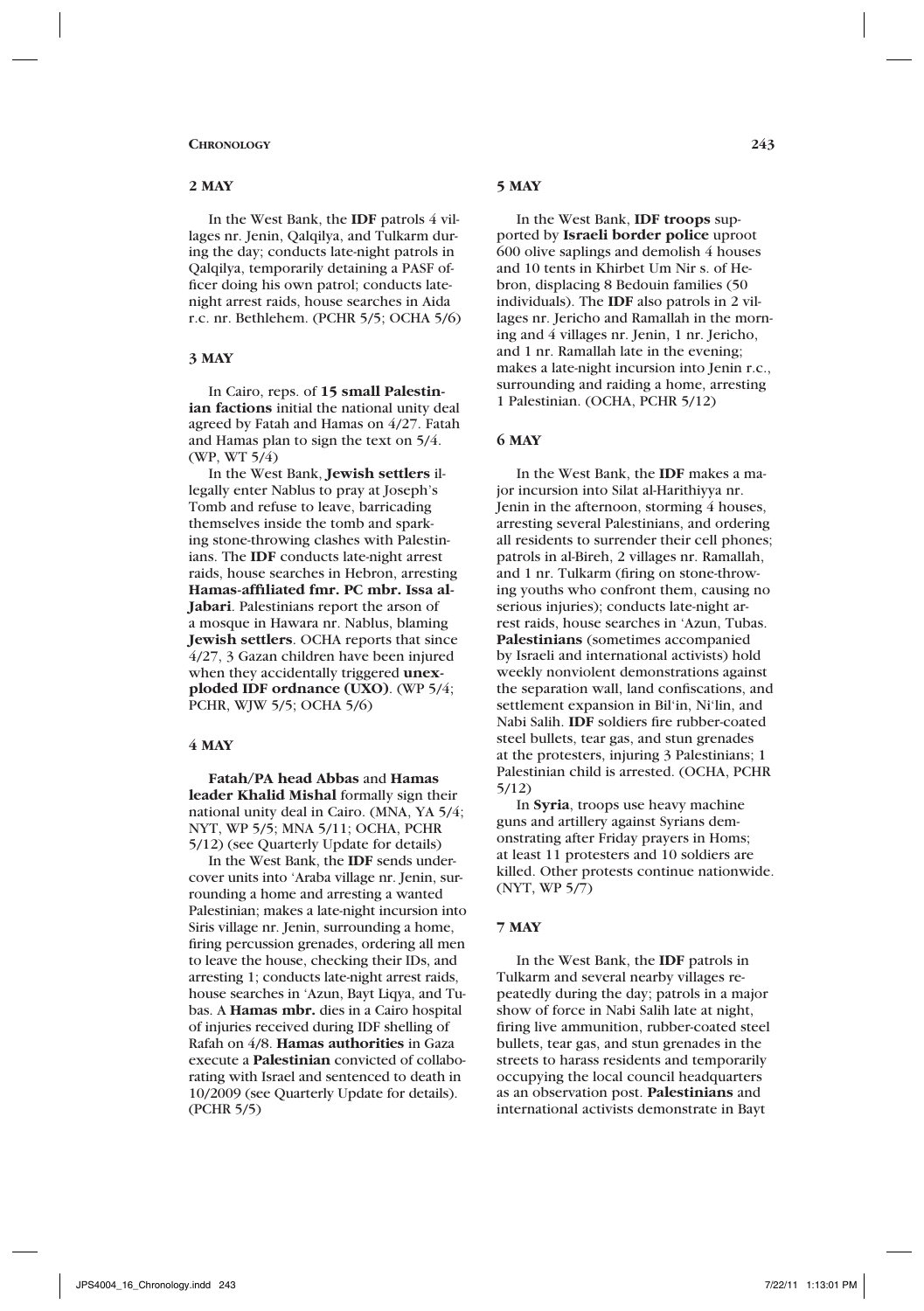## 2 MAY

In the West Bank, the **IDF** patrols 4 villages nr. Jenin, Qalqilya, and Tulkarm during the day; conducts late-night patrols in Qalqilya, temporarily detaining a PASF officer doing his own patrol; conducts late-night arrest raids, house searches in Aida r.c. nr. Bethlehem. (PCHR 5/5; OCHA 5/6)

## 3 MAY

In Cairo, reps. of **15 small Palestinian factions** initial the national unity deal agreed by Fatah and Hamas on 4/27. Fatah and Hamas plan to sign the text on 5/4. (WP, WT 5/4)

In the West Bank, **Jewish settlers** illegally enter Nablus to pray at Joseph's Tomb and refuse to leave, barricading themselves inside the tomb and sparking stone-throwing clashes with Palestinians. The **IDF** conducts late-night arrest raids, house searches in Hebron, arresting **Hamas-affiliated fmr. PC mbr. Issa al-Jabari**. Palestinians report the arson of a mosque in Hawara nr. Nablus, blaming **Jewish settlers**. OCHA reports that since 4/27, 3 Gazan children have been injured when they accidentally triggered **unexploded IDF ordnance (UXO)**. (WP 5/4; PCHR, WJW 5/5; OCHA 5/6)

## 4 MAY

**Fatah/PA head Abbas** and **Hamas leader Khalid Mishal** formally sign their national unity deal in Cairo. (MNA, YA 5/4; NYT, WP 5/5; MNA 5/11; OCHA, PCHR 5/12) (see Quarterly Update for details)

In the West Bank, the **IDF** sends undercover units into 'Araba village nr. Jenin, surrounding a home and arresting a wanted Palestinian; makes a late-night incursion into Siris village nr. Jenin, surrounding a home, firing percussion grenades, ordering all men to leave the house, checking their IDs, and arresting 1; conducts late-night arrest raids, house searches in 'Azun, Bayt Liqya, and Tubas. A **Hamas mbr.** dies in a Cairo hospital of injuries received during IDF shelling of Rafah on 4/8. **Hamas authorities** in Gaza execute a **Palestinian** convicted of collaborating with Israel and sentenced to death in 10/2009 (see Quarterly Update for details). (PCHR 5/5)

## 5 MAY

In the West Bank, **IDF troops** supported by **Israeli border police** uproot 600 olive saplings and demolish 4 houses and 10 tents in Khirbet Um Nir s. of Hebron, displacing 8 Bedouin families (50 individuals). The **IDF** also patrols in 2 villages nr. Jericho and Ramallah in the morning and 4 villages nr. Jenin, 1 nr. Jericho, and 1 nr. Ramallah late in the evening; makes a late-night incursion into Jenin r.c., surrounding and raiding a home, arresting 1 Palestinian. (OCHA, PCHR 5/12)

## 6 MAY

In the West Bank, the **IDF** makes a major incursion into Silat al-Harithiyya nr. Jenin in the afternoon, storming 4 houses, arresting several Palestinians, and ordering all residents to surrender their cell phones; patrols in al-Bireh, 2 villages nr. Ramallah, and 1 nr. Tulkarm (firing on stone-throwing youths who confront them, causing no serious injuries); conducts late-night arrest raids, house searches in 'Azun, Tubas. **Palestinians** (sometimes accompanied by Israeli and international activists) hold weekly nonviolent demonstrations against the separation wall, land confiscations, and settlement expansion in Bil'in, Ni'lin, and Nabi Salih. **IDF** soldiers fire rubber-coated steel bullets, tear gas, and stun grenades at the protesters, injuring 3 Palestinians; 1 Palestinian child is arrested. (OCHA, PCHR 5/12)

In **Syria**, troops use heavy machine guns and artillery against Syrians demonstrating after Friday prayers in Homs; at least 11 protesters and 10 soldiers are killed. Other protests continue nationwide. (NYT, WP 5/7)

## 7 MAY

In the West Bank, the **IDF** patrols in Tulkarm and several nearby villages repeatedly during the day; patrols in a major show of force in Nabi Salih late at night, firing live ammunition, rubber-coated steel bullets, tear gas, and stun grenades in the streets to harass residents and temporarily occupying the local council headquarters as an observation post. **Palestinians** and international activists demonstrate in Bayt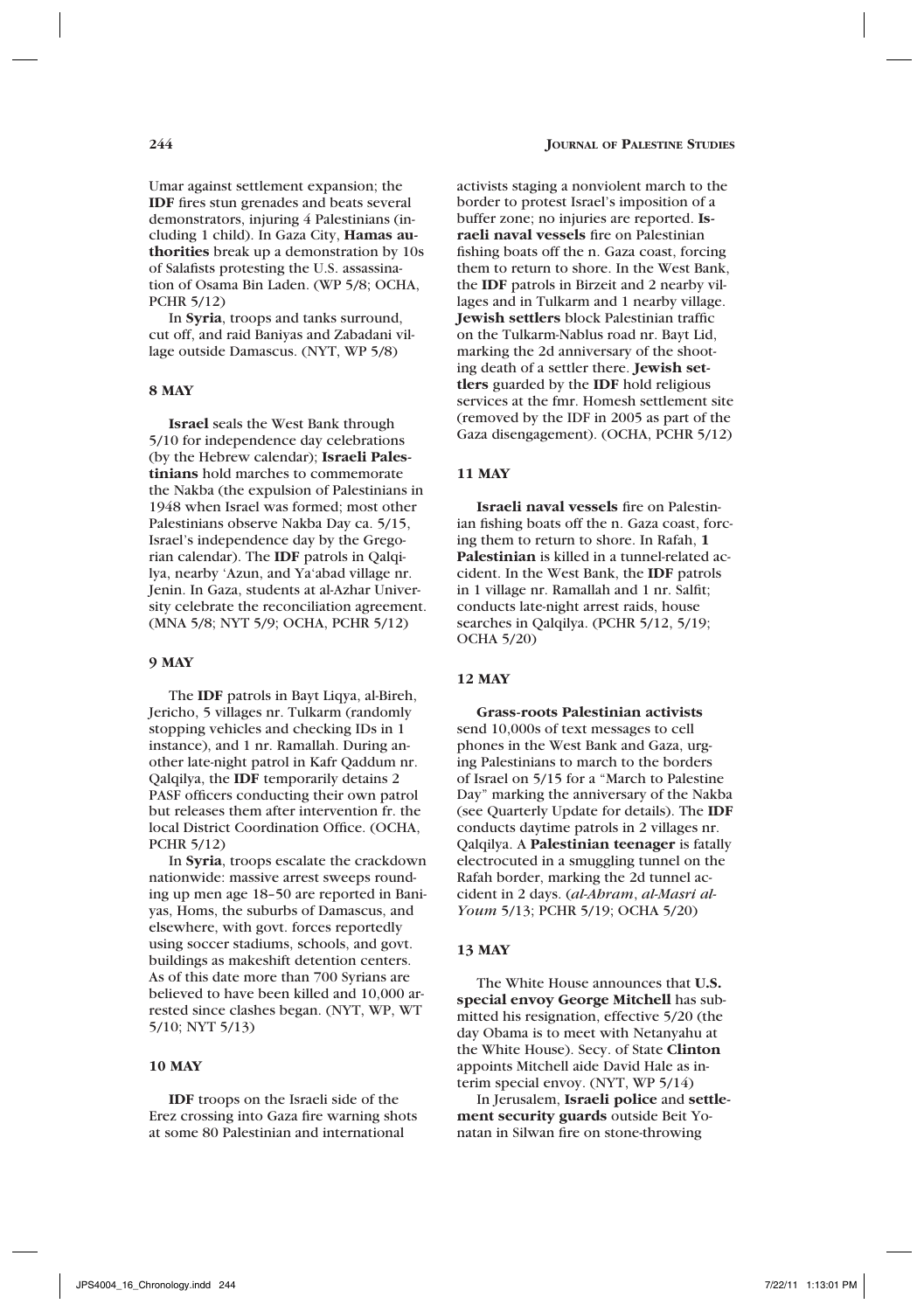Umar against settlement expansion; the **IDF** fires stun grenades and beats several demonstrators, injuring 4 Palestinians (including 1 child). In Gaza City, **Hamas authorities** break up a demonstration by 10s of Salafists protesting the U.S. assassination of Osama Bin Laden. (WP 5/8; OCHA, PCHR 5/12)

In **Syria**, troops and tanks surround, cut off, and raid Baniyas and Zabadani village outside Damascus. (NYT, WP 5/8)

### 8 MAY

**Israel** seals the West Bank through 5/10 for independence day celebrations (by the Hebrew calendar); **Israeli Palestinians** hold marches to commemorate the Nakba (the expulsion of Palestinians in 1948 when Israel was formed; most other Palestinians observe Nakba Day ca. 5/15, Israel's independence day by the Gregorian calendar). The **IDF** patrols in Qalqilya, nearby 'Azun, and Ya'abad village nr. Jenin. In Gaza, students at al-Azhar University celebrate the reconciliation agreement. (MNA 5/8; NYT 5/9; OCHA, PCHR 5/12)

### 9 MAY

The **IDF** patrols in Bayt Liqya, al-Bireh, Jericho, 5 villages nr. Tulkarm (randomly stopping vehicles and checking IDs in 1 instance), and 1 nr. Ramallah. During another late-night patrol in Kafr Qaddum nr. Qalqilya, the **IDF** temporarily detains 2 PASF officers conducting their own patrol but releases them after intervention fr. the local District Coordination Office. (OCHA, PCHR 5/12)

In **Syria**, troops escalate the crackdown nationwide: massive arrest sweeps rounding up men age 18–50 are reported in Baniyas, Homs, the suburbs of Damascus, and elsewhere, with govt. forces reportedly using soccer stadiums, schools, and govt. buildings as makeshift detention centers. As of this date more than 700 Syrians are believed to have been killed and 10,000 arrested since clashes began. (NYT, WP, WT 5/10; NYT 5/13)

### 10 MAY

**IDF** troops on the Israeli side of the Erez crossing into Gaza fire warning shots at some 80 Palestinian and international activists staging a nonviolent march to the border to protest Israel's imposition of a buffer zone; no injuries are reported. **Israeli naval vessels** fire on Palestinian fishing boats off the n. Gaza coast, forcing them to return to shore. In the West Bank, the **IDF** patrols in Birzeit and 2 nearby villages and in Tulkarm and 1 nearby village. **Jewish settlers** block Palestinian traffic on the Tulkarm-Nablus road nr. Bayt Lid, marking the 2d anniversary of the shooting death of a settler there. **Jewish settlers** guarded by the **IDF** hold religious services at the fmr. Homesh settlement site (removed by the IDF in 2005 as part of the Gaza disengagement). (OCHA, PCHR 5/12)

### 11 MAY

**Israeli naval vessels** fire on Palestinian fishing boats off the n. Gaza coast, forcing them to return to shore. In Rafah, **1 Palestinian** is killed in a tunnel-related accident. In the West Bank, the **IDF** patrols in 1 village nr. Ramallah and 1 nr. Salfit; conducts late-night arrest raids, house searches in Qalqilya. (PCHR 5/12, 5/19; OCHA 5/20)

### 12 MAY

**Grass-roots Palestinian activists** send 10,000s of text messages to cell phones in the West Bank and Gaza, urging Palestinians to march to the borders of Israel on 5/15 for a "March to Palestine Day" marking the anniversary of the Nakba (see Quarterly Update for details). The **IDF** conducts daytime patrols in 2 villages nr. Qalqilya. A **Palestinian teenager** is fatally electrocuted in a smuggling tunnel on the Rafah border, marking the 2d tunnel accident in 2 days. (*al-Ahram*, *al-Masri al-Youm* 5/13; PCHR 5/19; OCHA 5/20)

### 13 MAY

The White House announces that **U.S. special envoy George Mitchell** has submitted his resignation, effective 5/20 (the day Obama is to meet with Netanyahu at the White House). Secy. of State **Clinton** appoints Mitchell aide David Hale as interim special envoy. (NYT, WP 5/14)

In Jerusalem, **Israeli police** and **settlement security guards** outside Beit Yonatan in Silwan fire on stone-throwing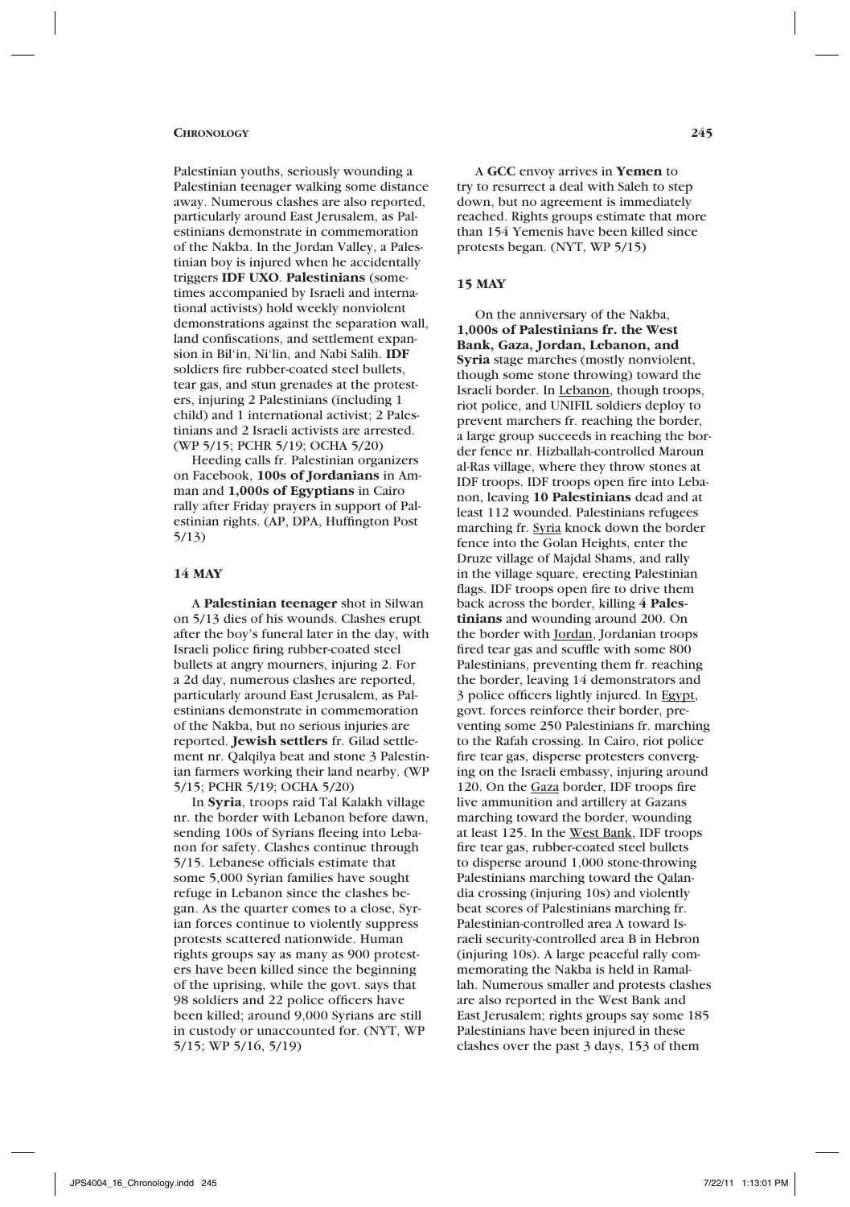Palestinian youths, seriously wounding a Palestinian teenager walking some distance away. Numerous clashes are also reported, particularly around East Jerusalem, as Palestinians demonstrate in commemoration of the Nakba. In the Jordan Valley, a Palestinian boy is injured when he accidentally triggers **IDF UXO**. **Palestinians** (sometimes accompanied by Israeli and international activists) hold weekly nonviolent demonstrations against the separation wall, land confiscations, and settlement expansion in Bil'in, Ni'lin, and Nabi Salih. **IDF** soldiers fire rubber-coated steel bullets, tear gas, and stun grenades at the protesters, injuring 2 Palestinians (including 1 child) and 1 international activist; 2 Palestinians and 2 Israeli activists are arrested. (WP 5/15; PCHR 5/19; OCHA 5/20)

Heeding calls fr. Palestinian organizers on Facebook, **100s of Jordanians** in Amman and **1,000s of Egyptians** in Cairo rally after Friday prayers in support of Palestinian rights. (AP, DPA, Huffington Post 5/13)

## 14 MAY

A **Palestinian teenager** shot in Silwan on 5/13 dies of his wounds. Clashes erupt after the boy's funeral later in the day, with Israeli police firing rubber-coated steel bullets at angry mourners, injuring 2. For a 2d day, numerous clashes are reported, particularly around East Jerusalem, as Palestinians demonstrate in commemoration of the Nakba, but no serious injuries are reported. **Jewish settlers** fr. Gilad settlement nr. Qalqilya beat and stone 3 Palestinian farmers working their land nearby. (WP 5/15; PCHR 5/19; OCHA 5/20)

In **Syria**, troops raid Tal Kalakh village nr. the border with Lebanon before dawn, sending 100s of Syrians fleeing into Lebanon for safety. Clashes continue through 5/15. Lebanese officials estimate that some 5,000 Syrian families have sought refuge in Lebanon since the clashes began. As the quarter comes to a close, Syrian forces continue to violently suppress protests scattered nationwide. Human rights groups say as many as 900 protesters have been killed since the beginning of the uprising, while the govt. says that 98 soldiers and 22 police officers have been killed; around 9,000 Syrians are still in custody or unaccounted for. (NYT, WP 5/15; WP 5/16, 5/19)

A **GCC** envoy arrives in **Yemen** to try to resurrect a deal with Saleh to step down, but no agreement is immediately reached. Rights groups estimate that more than 154 Yemenis have been killed since protests began. (NYT, WP 5/15)

## 15 MAY

On the anniversary of the Nakba, **1,000s of Palestinians fr. the West Bank, Gaza, Jordan, Lebanon, and Syria** stage marches (mostly nonviolent, though some stone throwing) toward the Israeli border. In Lebanon, though troops, riot police, and UNIFIL soldiers deploy to prevent marchers fr. reaching the border, a large group succeeds in reaching the border fence nr. Hizballah-controlled Maroun al-Ras village, where they throw stones at IDF troops. IDF troops open fire into Lebanon, leaving **10 Palestinians** dead and at least 112 wounded. Palestinians refugees marching fr. Syria knock down the border fence into the Golan Heights, enter the Druze village of Majdal Shams, and rally in the village square, erecting Palestinian flags. IDF troops open fire to drive them back across the border, killing **4 Palestinians** and wounding around 200. On the border with Jordan, Jordanian troops fired tear gas and scuffle with some 800 Palestinians, preventing them fr. reaching the border, leaving 14 demonstrators and 3 police officers lightly injured. In Egypt, govt. forces reinforce their border, preventing some 250 Palestinians fr. marching to the Rafah crossing. In Cairo, riot police fire tear gas, disperse protesters converging on the Israeli embassy, injuring around 120. On the Gaza border, IDF troops fire live ammunition and artillery at Gazans marching toward the border, wounding at least 125. In the West Bank, IDF troops fire tear gas, rubber-coated steel bullets to disperse around 1,000 stone-throwing Palestinians marching toward the Qalandia crossing (injuring 10s) and violently beat scores of Palestinians marching fr. Palestinian-controlled area A toward Israeli security-controlled area B in Hebron (injuring 10s). A large peaceful rally commemorating the Nakba is held in Ramallah. Numerous smaller and protests clashes are also reported in the West Bank and East Jerusalem; rights groups say some 185 Palestinians have been injured in these clashes over the past 3 days, 153 of them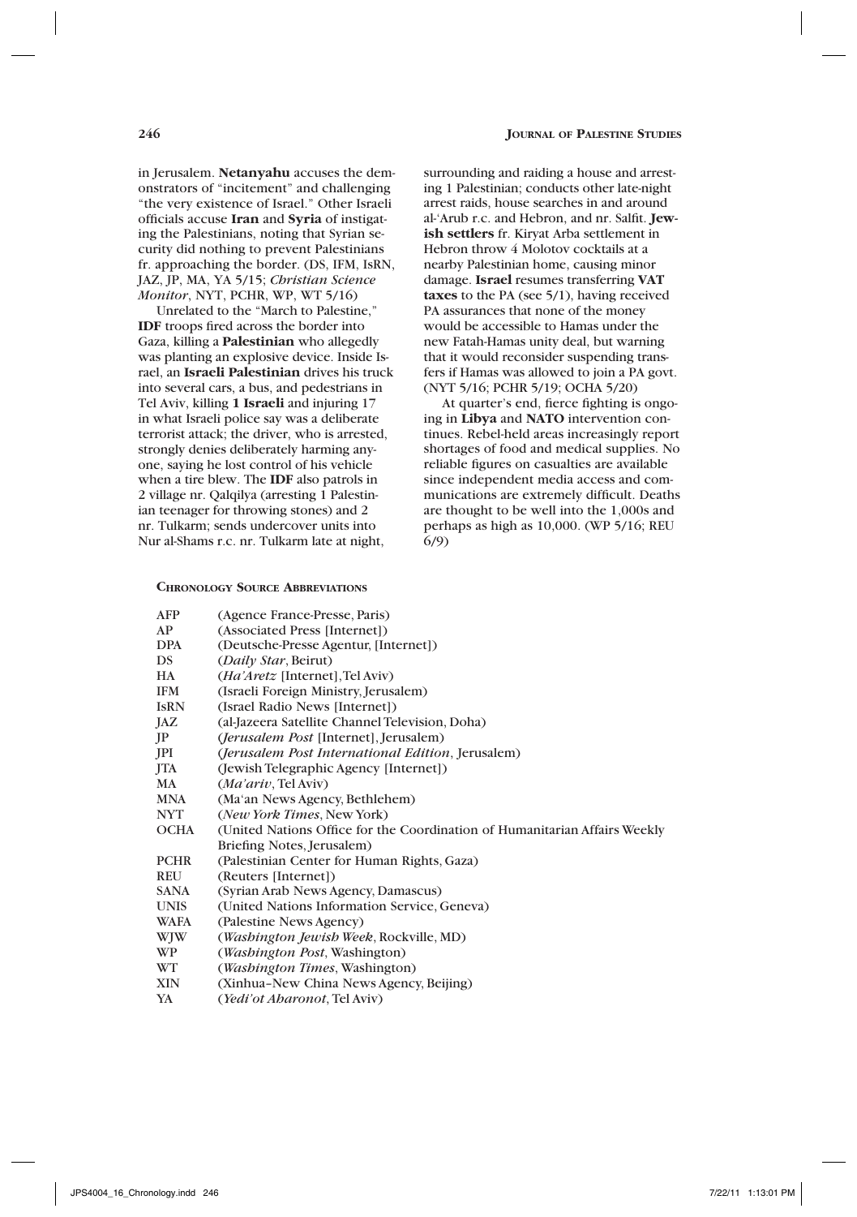in Jerusalem. **Netanyahu** accuses the demonstrators of "incitement" and challenging "the very existence of Israel." Other Israeli officials accuse **Iran** and **Syria** of instigating the Palestinians, noting that Syrian security did nothing to prevent Palestinians fr. approaching the border. (DS, IFM, IsRN, JAZ, JP, MA, YA 5/15; *Christian Science Monitor*, NYT, PCHR, WP, WT 5/16)

Unrelated to the "March to Palestine," **IDF** troops fired across the border into Gaza, killing a **Palestinian** who allegedly was planting an explosive device. Inside Israel, an **Israeli Palestinian** drives his truck into several cars, a bus, and pedestrians in Tel Aviv, killing **1 Israeli** and injuring 17 in what Israeli police say was a deliberate terrorist attack; the driver, who is arrested, strongly denies deliberately harming anyone, saying he lost control of his vehicle when a tire blew. The **IDF** also patrols in 2 village nr. Qalqilya (arresting 1 Palestinian teenager for throwing stones) and 2 nr. Tulkarm; sends undercover units into Nur al-Shams r.c. nr. Tulkarm late at night, surrounding and raiding a house and arresting 1 Palestinian; conducts other late-night arrest raids, house searches in and around al-'Arub r.c. and Hebron, and nr. Salfit. **Jewish settlers** fr. Kiryat Arba settlement in Hebron throw 4 Molotov cocktails at a nearby Palestinian home, causing minor damage. **Israel** resumes transferring **VAT taxes** to the PA (see 5/1), having received PA assurances that none of the money would be accessible to Hamas under the new Fatah-Hamas unity deal, but warning that it would reconsider suspending transfers if Hamas was allowed to join a PA govt. (NYT 5/16; PCHR 5/19; OCHA 5/20)

At quarter's end, fierce fighting is ongoing in **Libya** and **NATO** intervention continues. Rebel-held areas increasingly report shortages of food and medical supplies. No reliable figures on casualties are available since independent media access and communications are extremely difficult. Deaths are thought to be well into the 1,000s and perhaps as high as 10,000. (WP 5/16; REU 6/9)

### Chronology Source Abbreviations

| | |
|---|---|
| AFP | (Agence France-Presse, Paris) |
| AP | (Associated Press [Internet]) |
| DPA | (Deutsche-Presse Agentur, [Internet]) |
| DS | (*Daily Star*, Beirut) |
| HA | (*Ha'Aretz* [Internet], Tel Aviv) |
| IFM | (Israeli Foreign Ministry, Jerusalem) |
| IsRN | (Israel Radio News [Internet]) |
| JAZ | (al-Jazeera Satellite Channel Television, Doha) |
| JP | (*Jerusalem Post* [Internet], Jerusalem) |
| JPI | (*Jerusalem Post International Edition*, Jerusalem) |
| JTA | (Jewish Telegraphic Agency [Internet]) |
| MA | (*Ma'ariv*, Tel Aviv) |
| MNA | (Ma'an News Agency, Bethlehem) |
| NYT | (*New York Times*, New York) |
| OCHA | (United Nations Office for the Coordination of Humanitarian Affairs Weekly Briefing Notes, Jerusalem) |
| PCHR | (Palestinian Center for Human Rights, Gaza) |
| REU | (Reuters [Internet]) |
| SANA | (Syrian Arab News Agency, Damascus) |
| UNIS | (United Nations Information Service, Geneva) |
| WAFA | (Palestine News Agency) |
| WJW | (*Washington Jewish Week*, Rockville, MD) |
| WP | (*Washington Post*, Washington) |
| WT | (*Washington Times*, Washington) |
| XIN | (Xinhua–New China News Agency, Beijing) |
| YA | (*Yedi'ot Aharonot*, Tel Aviv) |